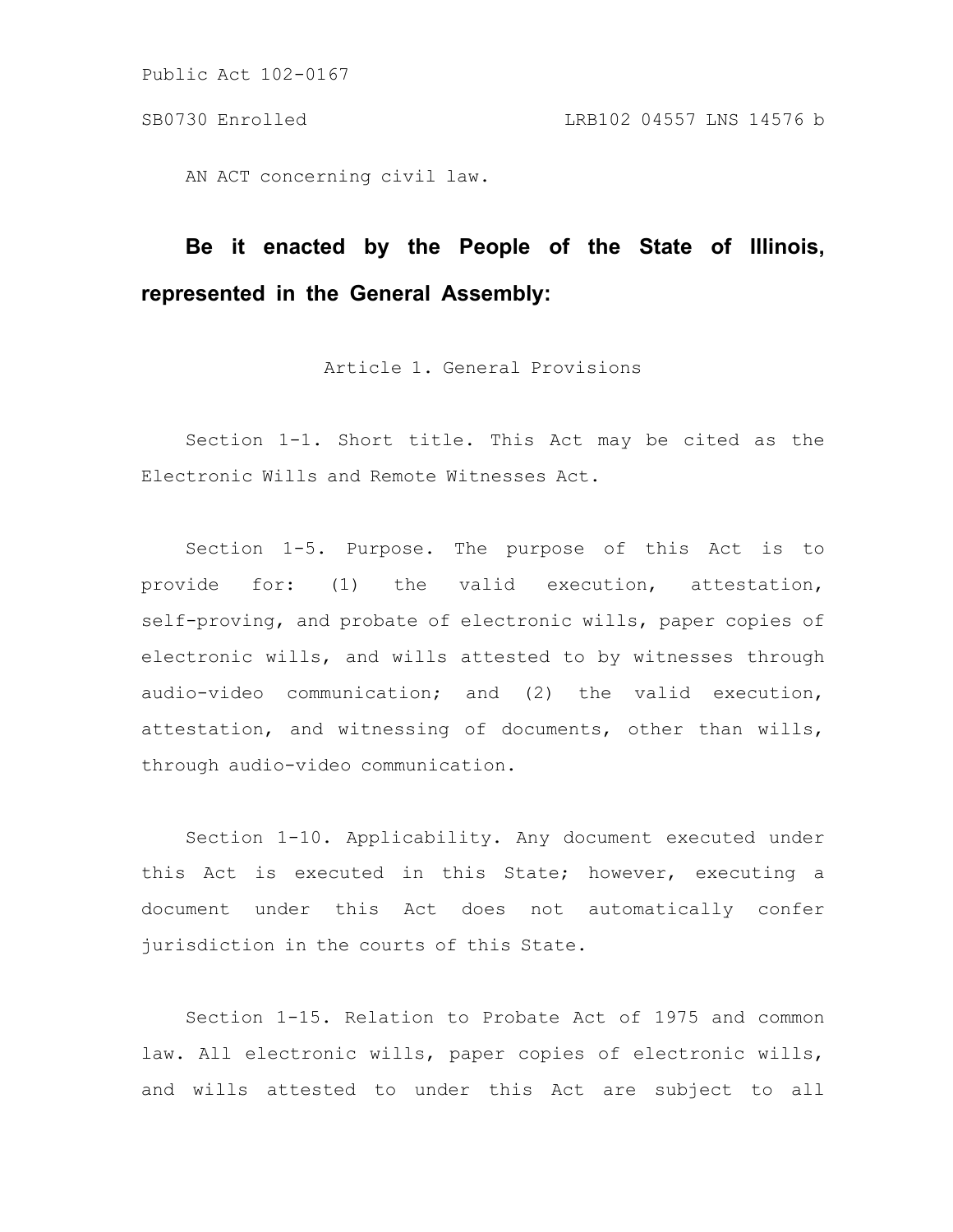Public Act 102-0167

SB0730 Enrolled LRB102 04557 LNS 14576 b

AN ACT concerning civil law.

**Be it enacted by the People of the State of Illinois, represented in the General Assembly:**

Article 1. General Provisions

Section 1-1. Short title. This Act may be cited as the Electronic Wills and Remote Witnesses Act.

Section 1-5. Purpose. The purpose of this Act is to provide for: (1) the valid execution, attestation, self-proving, and probate of electronic wills, paper copies of electronic wills, and wills attested to by witnesses through audio-video communication; and (2) the valid execution, attestation, and witnessing of documents, other than wills, through audio-video communication.

Section 1-10. Applicability. Any document executed under this Act is executed in this State; however, executing a document under this Act does not automatically confer jurisdiction in the courts of this State.

Section 1-15. Relation to Probate Act of 1975 and common law. All electronic wills, paper copies of electronic wills, and wills attested to under this Act are subject to all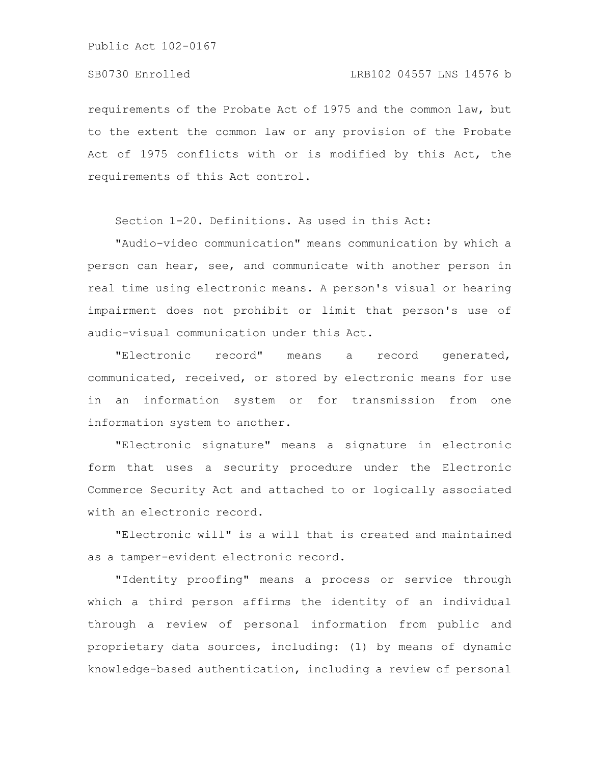requirements of the Probate Act of 1975 and the common law, but to the extent the common law or any provision of the Probate Act of 1975 conflicts with or is modified by this Act, the requirements of this Act control.

Section 1-20. Definitions. As used in this Act:

"Audio-video communication" means communication by which a person can hear, see, and communicate with another person in real time using electronic means. A person's visual or hearing impairment does not prohibit or limit that person's use of audio-visual communication under this Act.

"Electronic record" means a record generated, communicated, received, or stored by electronic means for use in an information system or for transmission from one information system to another.

"Electronic signature" means a signature in electronic form that uses a security procedure under the Electronic Commerce Security Act and attached to or logically associated with an electronic record.

"Electronic will" is a will that is created and maintained as a tamper-evident electronic record.

"Identity proofing" means a process or service through which a third person affirms the identity of an individual through a review of personal information from public and proprietary data sources, including: (1) by means of dynamic knowledge-based authentication, including a review of personal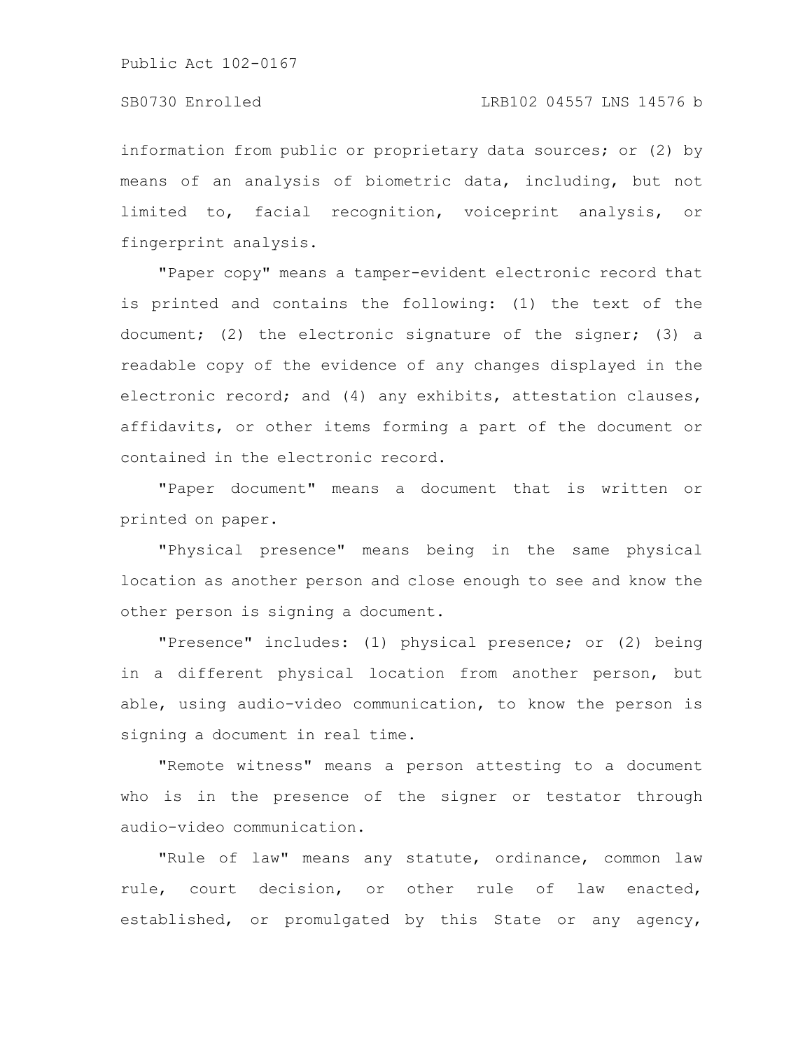information from public or proprietary data sources; or (2) by means of an analysis of biometric data, including, but not limited to, facial recognition, voiceprint analysis, or fingerprint analysis.

"Paper copy" means a tamper-evident electronic record that is printed and contains the following: (1) the text of the document; (2) the electronic signature of the signer; (3) a readable copy of the evidence of any changes displayed in the electronic record; and (4) any exhibits, attestation clauses, affidavits, or other items forming a part of the document or contained in the electronic record.

"Paper document" means a document that is written or printed on paper.

"Physical presence" means being in the same physical location as another person and close enough to see and know the other person is signing a document.

"Presence" includes: (1) physical presence; or (2) being in a different physical location from another person, but able, using audio-video communication, to know the person is signing a document in real time.

"Remote witness" means a person attesting to a document who is in the presence of the signer or testator through audio-video communication.

"Rule of law" means any statute, ordinance, common law rule, court decision, or other rule of law enacted, established, or promulgated by this State or any agency,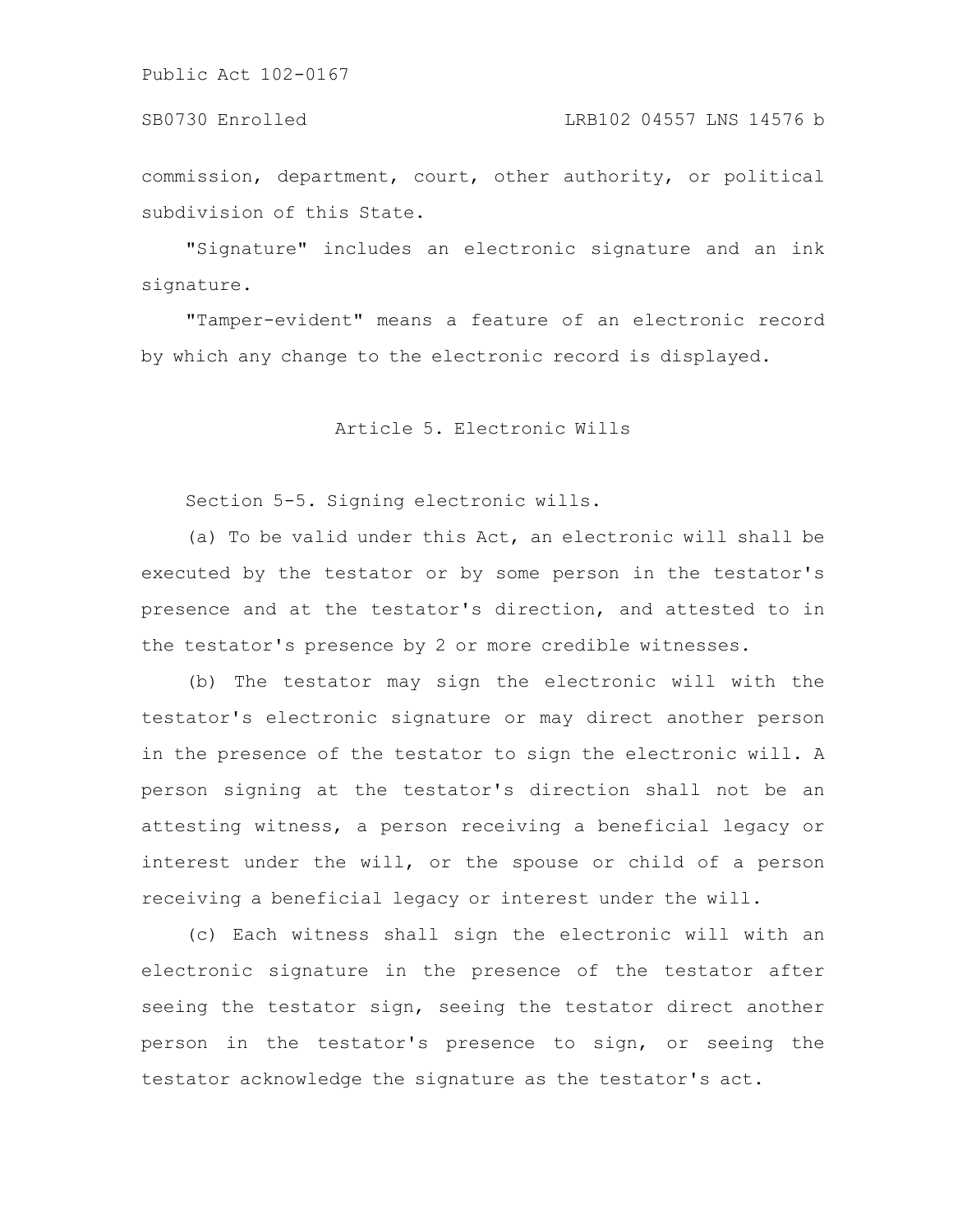commission, department, court, other authority, or political subdivision of this State.

"Signature" includes an electronic signature and an ink signature.

"Tamper-evident" means a feature of an electronic record by which any change to the electronic record is displayed.

## Article 5. Electronic Wills

Section 5-5. Signing electronic wills.

(a) To be valid under this Act, an electronic will shall be executed by the testator or by some person in the testator's presence and at the testator's direction, and attested to in the testator's presence by 2 or more credible witnesses.

(b) The testator may sign the electronic will with the testator's electronic signature or may direct another person in the presence of the testator to sign the electronic will. A person signing at the testator's direction shall not be an attesting witness, a person receiving a beneficial legacy or interest under the will, or the spouse or child of a person receiving a beneficial legacy or interest under the will.

(c) Each witness shall sign the electronic will with an electronic signature in the presence of the testator after seeing the testator sign, seeing the testator direct another person in the testator's presence to sign, or seeing the testator acknowledge the signature as the testator's act.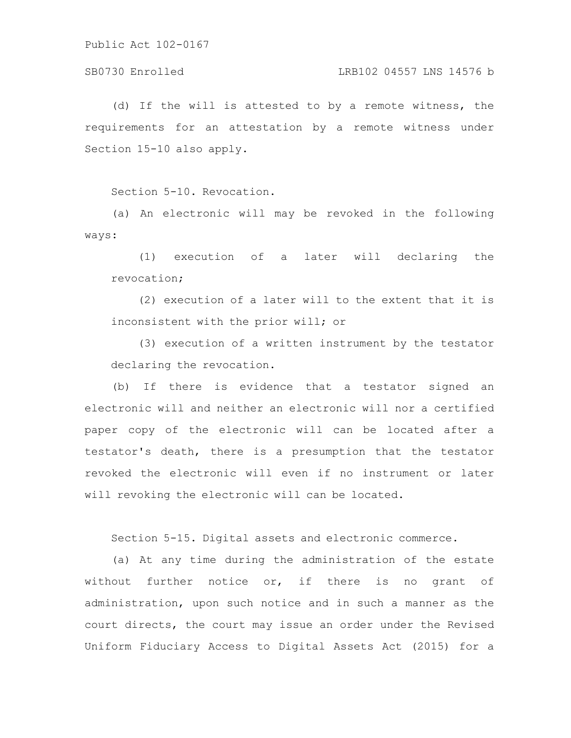(d) If the will is attested to by a remote witness, the requirements for an attestation by a remote witness under Section 15-10 also apply.

Section 5-10. Revocation.

(a) An electronic will may be revoked in the following ways:

(1) execution of a later will declaring the revocation;

(2) execution of a later will to the extent that it is inconsistent with the prior will; or

(3) execution of a written instrument by the testator declaring the revocation.

(b) If there is evidence that a testator signed an electronic will and neither an electronic will nor a certified paper copy of the electronic will can be located after a testator's death, there is a presumption that the testator revoked the electronic will even if no instrument or later will revoking the electronic will can be located.

Section 5-15. Digital assets and electronic commerce.

(a) At any time during the administration of the estate without further notice or, if there is no grant of administration, upon such notice and in such a manner as the court directs, the court may issue an order under the Revised Uniform Fiduciary Access to Digital Assets Act (2015) for a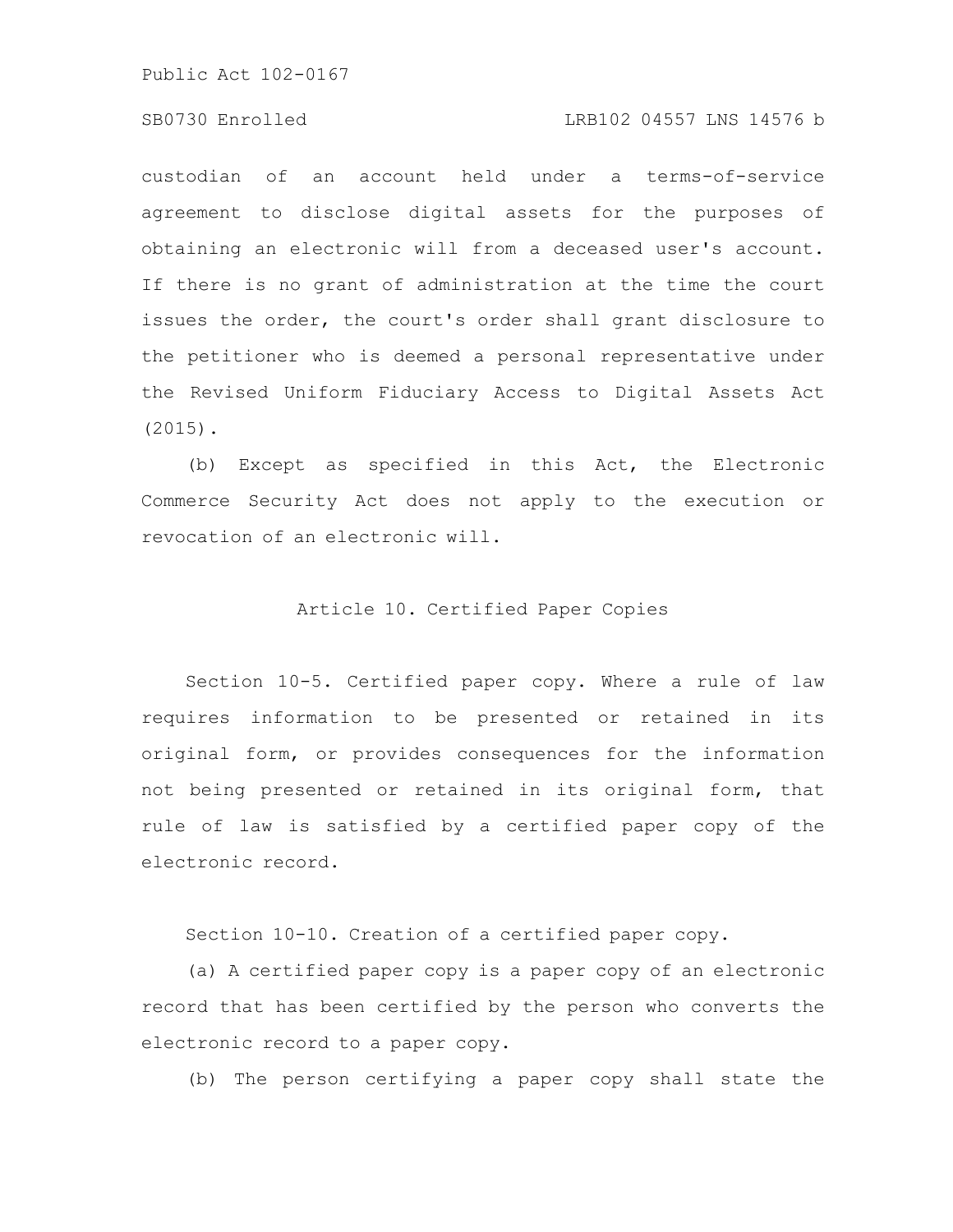custodian of an account held under a terms-of-service agreement to disclose digital assets for the purposes of obtaining an electronic will from a deceased user's account. If there is no grant of administration at the time the court issues the order, the court's order shall grant disclosure to the petitioner who is deemed a personal representative under the Revised Uniform Fiduciary Access to Digital Assets Act (2015).

(b) Except as specified in this Act, the Electronic Commerce Security Act does not apply to the execution or revocation of an electronic will.

## Article 10. Certified Paper Copies

Section 10-5. Certified paper copy. Where a rule of law requires information to be presented or retained in its original form, or provides consequences for the information not being presented or retained in its original form, that rule of law is satisfied by a certified paper copy of the electronic record.

Section 10-10. Creation of a certified paper copy.

(a) A certified paper copy is a paper copy of an electronic record that has been certified by the person who converts the electronic record to a paper copy.

(b) The person certifying a paper copy shall state the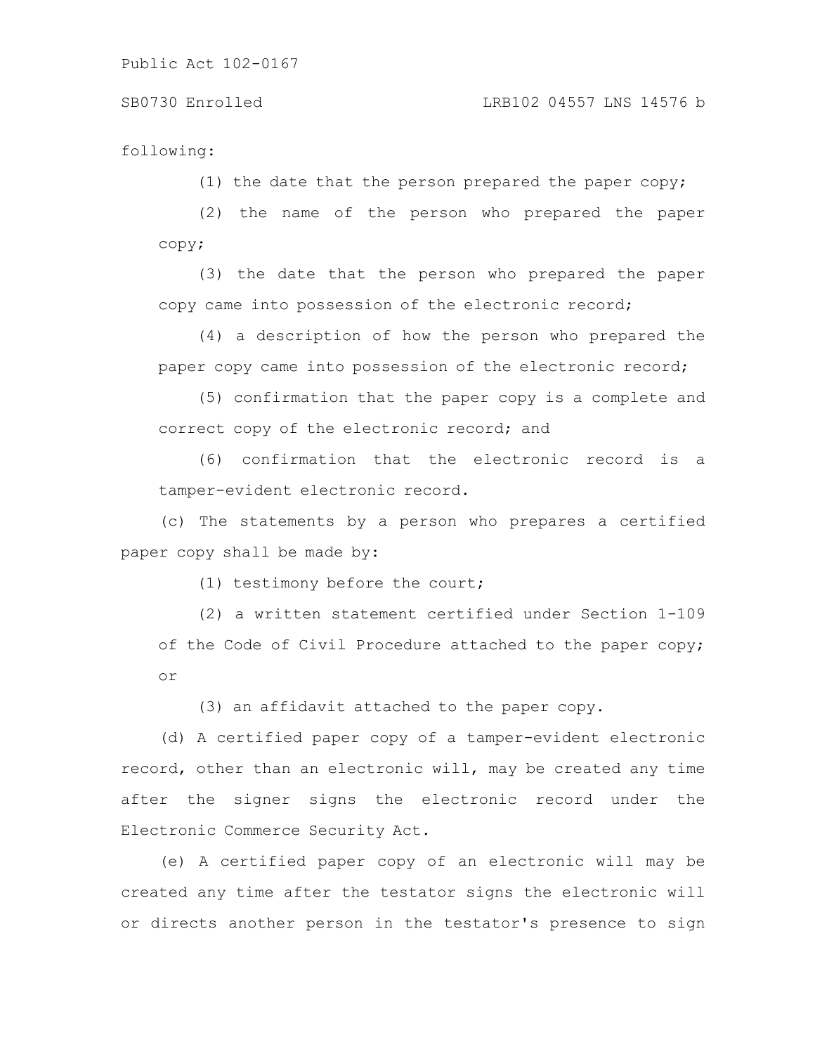following:

(1) the date that the person prepared the paper copy;

(2) the name of the person who prepared the paper copy;

(3) the date that the person who prepared the paper copy came into possession of the electronic record;

(4) a description of how the person who prepared the paper copy came into possession of the electronic record;

(5) confirmation that the paper copy is a complete and correct copy of the electronic record; and

(6) confirmation that the electronic record is a tamper-evident electronic record.

(c) The statements by a person who prepares a certified paper copy shall be made by:

(1) testimony before the court;

(2) a written statement certified under Section 1-109 of the Code of Civil Procedure attached to the paper copy; or

(3) an affidavit attached to the paper copy.

(d) A certified paper copy of a tamper-evident electronic record, other than an electronic will, may be created any time after the signer signs the electronic record under the Electronic Commerce Security Act.

(e) A certified paper copy of an electronic will may be created any time after the testator signs the electronic will or directs another person in the testator's presence to sign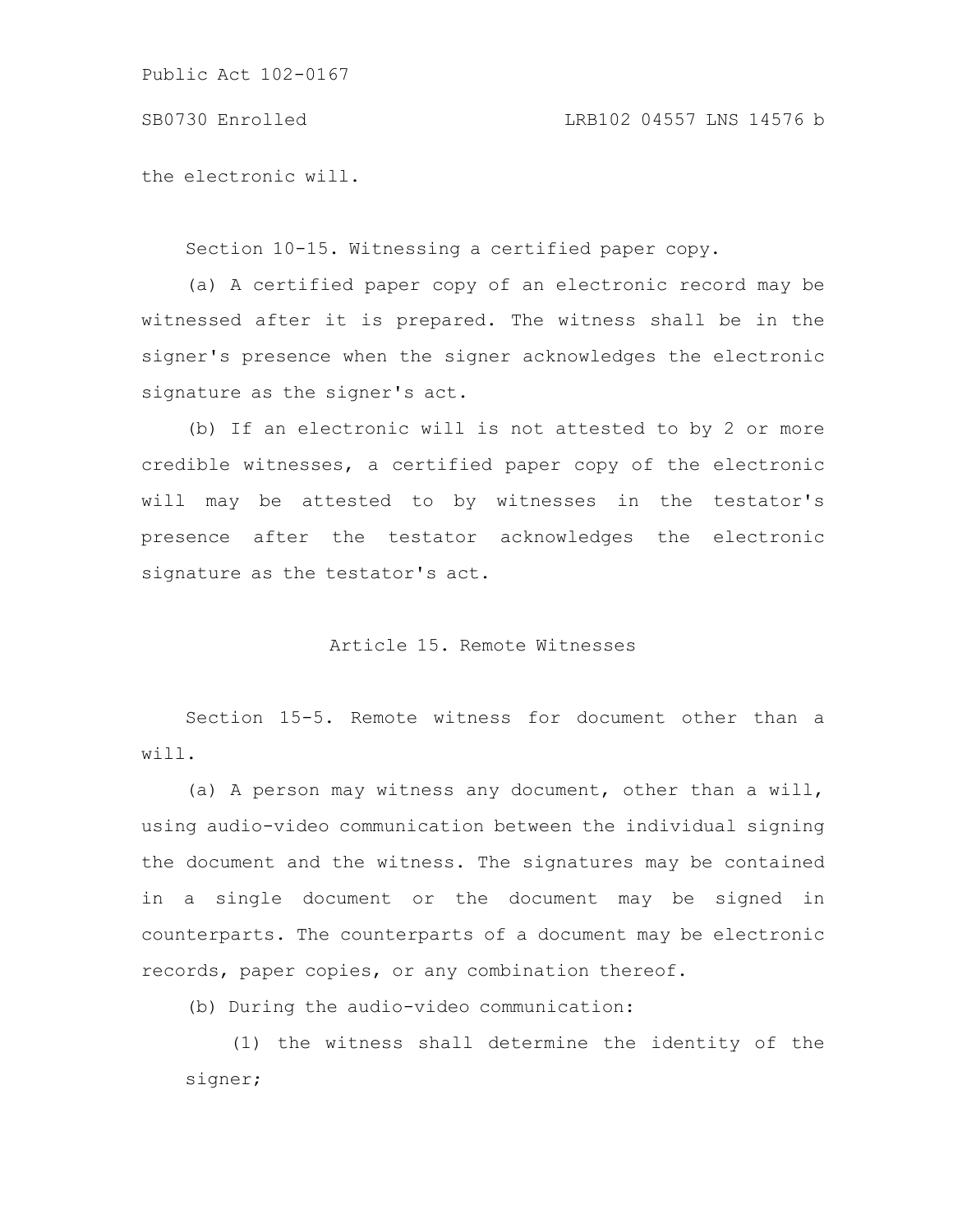the electronic will.

Section 10-15. Witnessing a certified paper copy.

(a) A certified paper copy of an electronic record may be witnessed after it is prepared. The witness shall be in the signer's presence when the signer acknowledges the electronic signature as the signer's act.

(b) If an electronic will is not attested to by 2 or more credible witnesses, a certified paper copy of the electronic will may be attested to by witnesses in the testator's presence after the testator acknowledges the electronic signature as the testator's act.

## Article 15. Remote Witnesses

Section 15-5. Remote witness for document other than a will.

(a) A person may witness any document, other than a will, using audio-video communication between the individual signing the document and the witness. The signatures may be contained in a single document or the document may be signed in counterparts. The counterparts of a document may be electronic records, paper copies, or any combination thereof.

(b) During the audio-video communication:

(1) the witness shall determine the identity of the signer;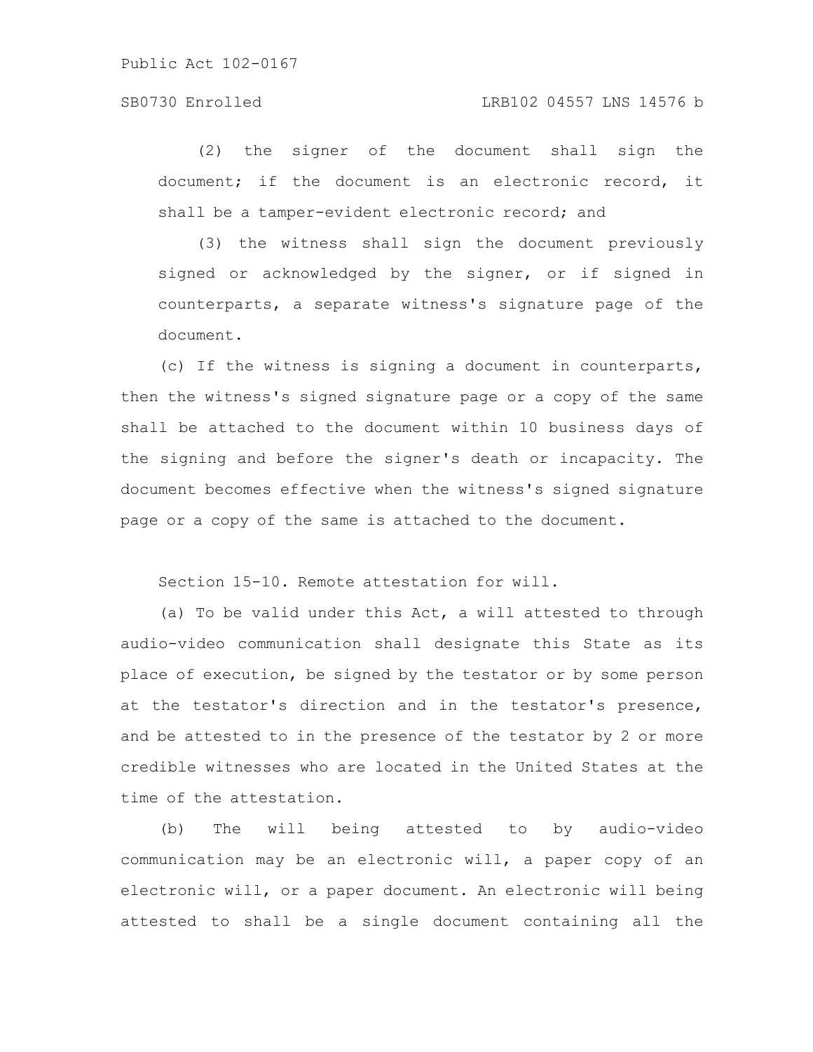(2) the signer of the document shall sign the document; if the document is an electronic record, it shall be a tamper-evident electronic record; and

(3) the witness shall sign the document previously signed or acknowledged by the signer, or if signed in counterparts, a separate witness's signature page of the document.

(c) If the witness is signing a document in counterparts, then the witness's signed signature page or a copy of the same shall be attached to the document within 10 business days of the signing and before the signer's death or incapacity. The document becomes effective when the witness's signed signature page or a copy of the same is attached to the document.

Section 15-10. Remote attestation for will.

(a) To be valid under this Act, a will attested to through audio-video communication shall designate this State as its place of execution, be signed by the testator or by some person at the testator's direction and in the testator's presence, and be attested to in the presence of the testator by 2 or more credible witnesses who are located in the United States at the time of the attestation.

(b) The will being attested to by audio-video communication may be an electronic will, a paper copy of an electronic will, or a paper document. An electronic will being attested to shall be a single document containing all the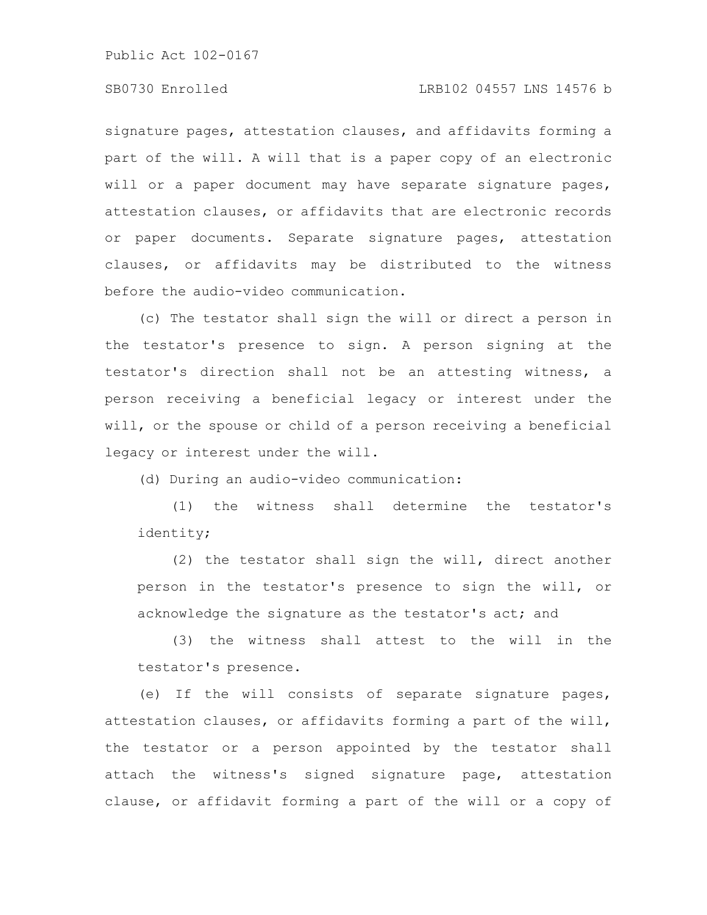signature pages, attestation clauses, and affidavits forming a part of the will. A will that is a paper copy of an electronic will or a paper document may have separate signature pages, attestation clauses, or affidavits that are electronic records or paper documents. Separate signature pages, attestation clauses, or affidavits may be distributed to the witness before the audio-video communication.

(c) The testator shall sign the will or direct a person in the testator's presence to sign. A person signing at the testator's direction shall not be an attesting witness, a person receiving a beneficial legacy or interest under the will, or the spouse or child of a person receiving a beneficial legacy or interest under the will.

(d) During an audio-video communication:

(1) the witness shall determine the testator's identity;

(2) the testator shall sign the will, direct another person in the testator's presence to sign the will, or acknowledge the signature as the testator's act; and

(3) the witness shall attest to the will in the testator's presence.

(e) If the will consists of separate signature pages, attestation clauses, or affidavits forming a part of the will, the testator or a person appointed by the testator shall attach the witness's signed signature page, attestation clause, or affidavit forming a part of the will or a copy of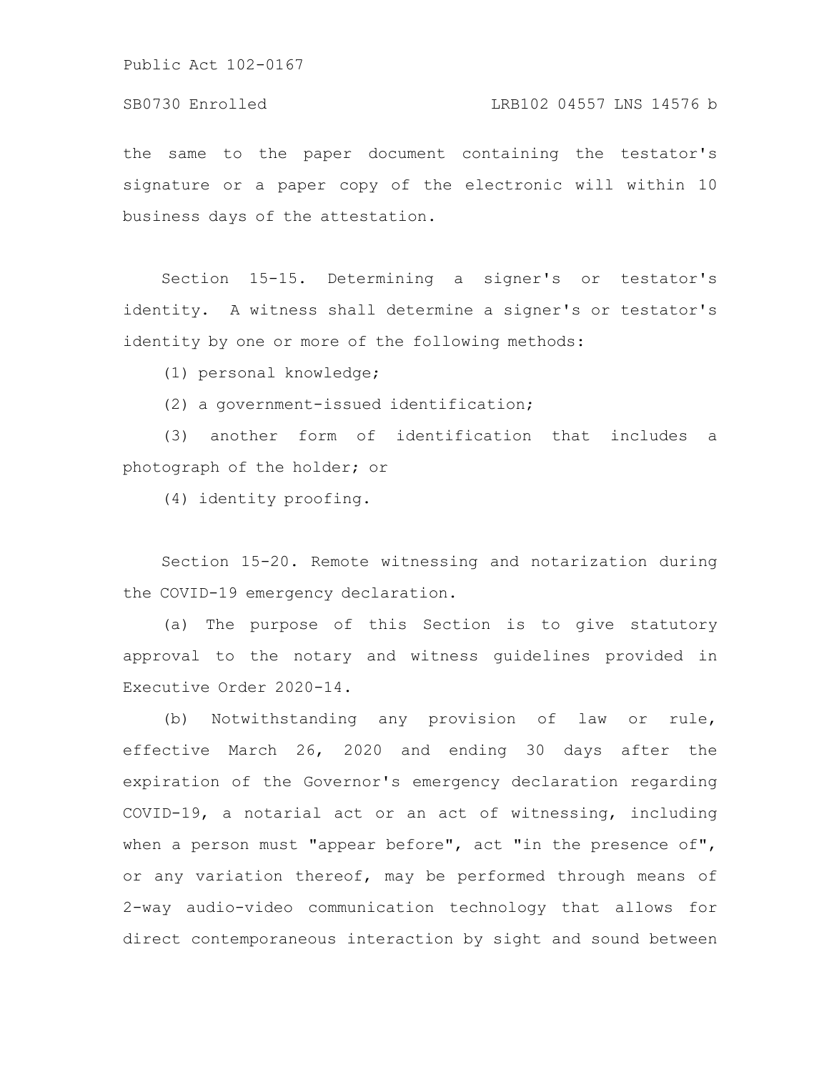the same to the paper document containing the testator's signature or a paper copy of the electronic will within 10 business days of the attestation.

Section 15-15. Determining a signer's or testator's identity. A witness shall determine a signer's or testator's identity by one or more of the following methods:

(1) personal knowledge;

(2) a government-issued identification;

(3) another form of identification that includes a photograph of the holder; or

(4) identity proofing.

Section 15-20. Remote witnessing and notarization during the COVID-19 emergency declaration.

(a) The purpose of this Section is to give statutory approval to the notary and witness guidelines provided in Executive Order 2020-14.

(b) Notwithstanding any provision of law or rule, effective March 26, 2020 and ending 30 days after the expiration of the Governor's emergency declaration regarding COVID-19, a notarial act or an act of witnessing, including when a person must "appear before", act "in the presence of", or any variation thereof, may be performed through means of 2-way audio-video communication technology that allows for direct contemporaneous interaction by sight and sound between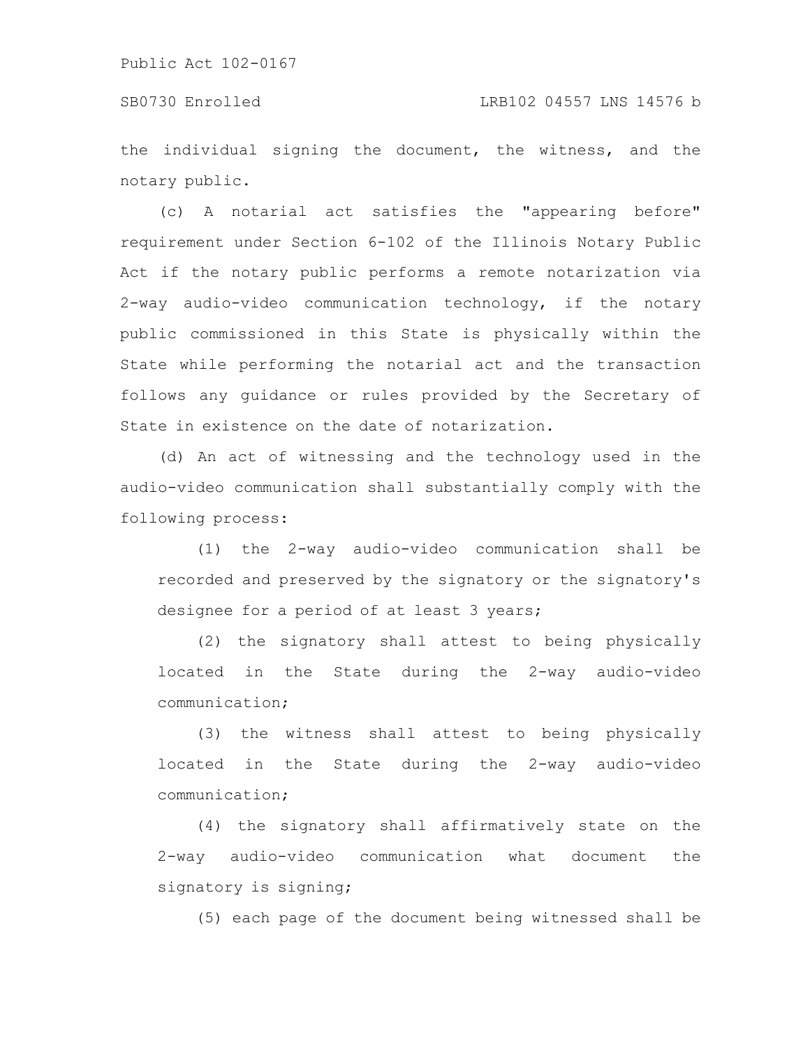the individual signing the document, the witness, and the notary public.

(c) A notarial act satisfies the "appearing before" requirement under Section 6-102 of the Illinois Notary Public Act if the notary public performs a remote notarization via 2-way audio-video communication technology, if the notary public commissioned in this State is physically within the State while performing the notarial act and the transaction follows any guidance or rules provided by the Secretary of State in existence on the date of notarization.

(d) An act of witnessing and the technology used in the audio-video communication shall substantially comply with the following process:

(1) the 2-way audio-video communication shall be recorded and preserved by the signatory or the signatory's designee for a period of at least 3 years;

(2) the signatory shall attest to being physically located in the State during the 2-way audio-video communication;

(3) the witness shall attest to being physically located in the State during the 2-way audio-video communication;

(4) the signatory shall affirmatively state on the 2-way audio-video communication what document the signatory is signing;

(5) each page of the document being witnessed shall be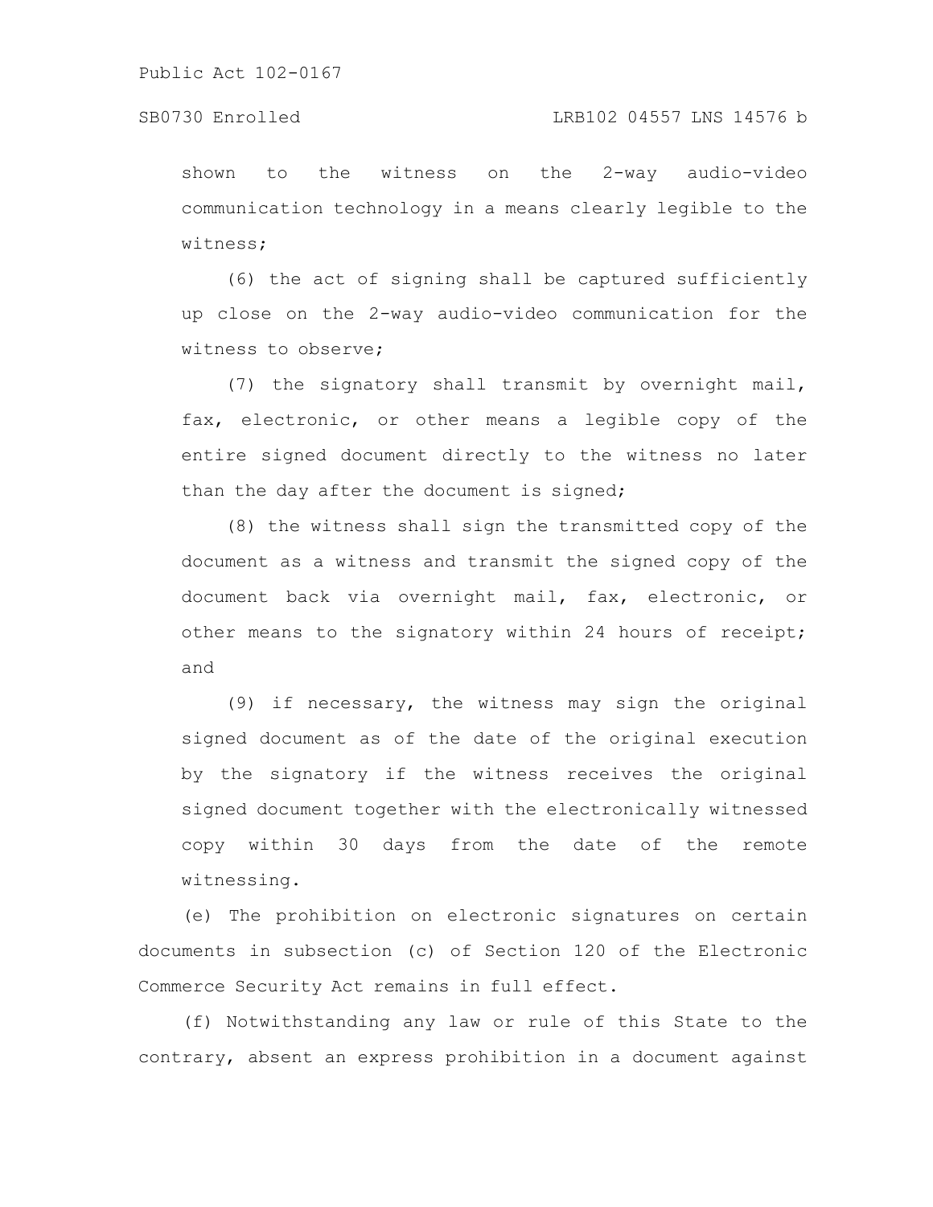shown to the witness on the 2-way audio-video communication technology in a means clearly legible to the witness;

(6) the act of signing shall be captured sufficiently up close on the 2-way audio-video communication for the witness to observe;

(7) the signatory shall transmit by overnight mail, fax, electronic, or other means a legible copy of the entire signed document directly to the witness no later than the day after the document is signed;

(8) the witness shall sign the transmitted copy of the document as a witness and transmit the signed copy of the document back via overnight mail, fax, electronic, or other means to the signatory within 24 hours of receipt; and

(9) if necessary, the witness may sign the original signed document as of the date of the original execution by the signatory if the witness receives the original signed document together with the electronically witnessed copy within 30 days from the date of the remote witnessing.

(e) The prohibition on electronic signatures on certain documents in subsection (c) of Section 120 of the Electronic Commerce Security Act remains in full effect.

(f) Notwithstanding any law or rule of this State to the contrary, absent an express prohibition in a document against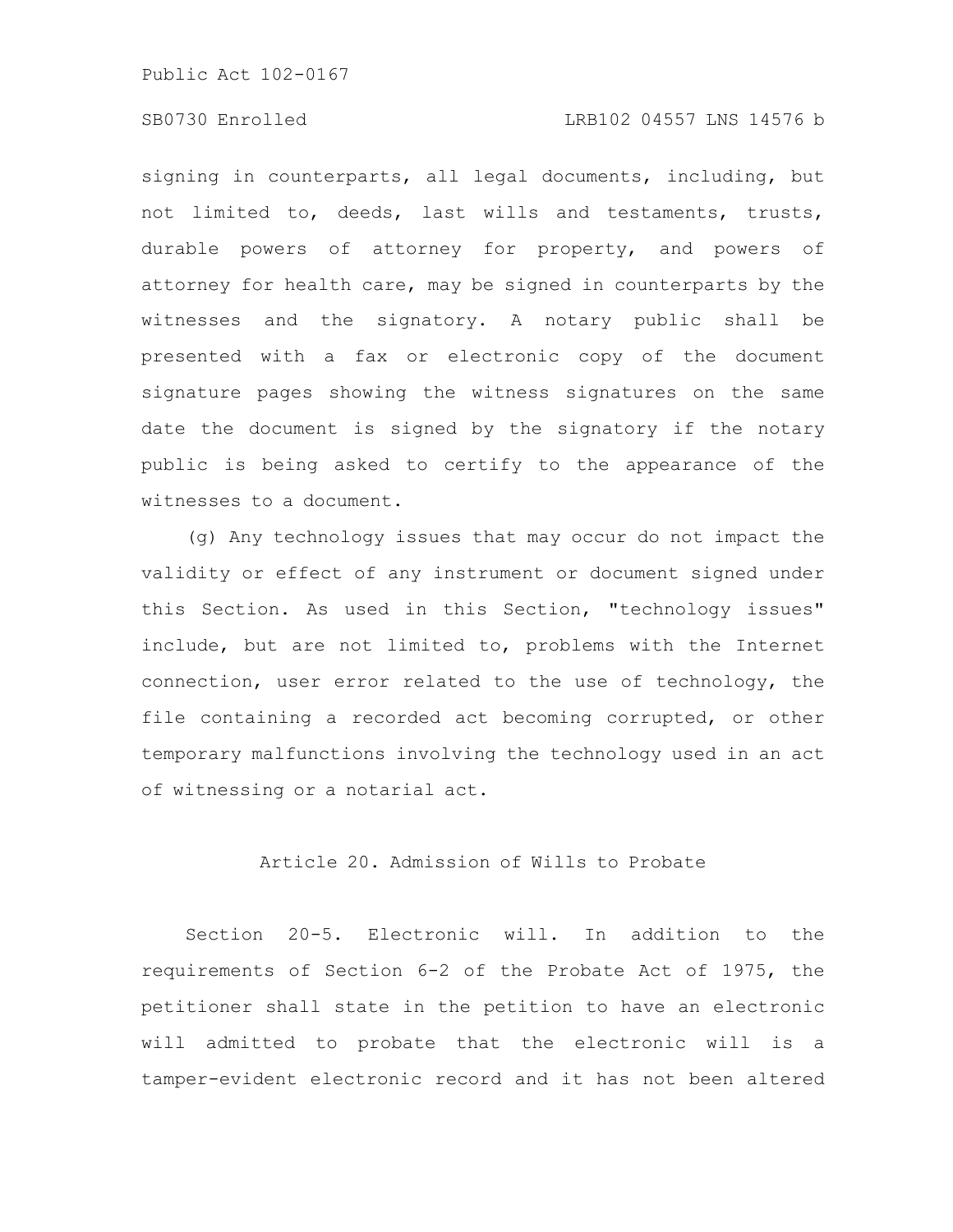signing in counterparts, all legal documents, including, but not limited to, deeds, last wills and testaments, trusts, durable powers of attorney for property, and powers of attorney for health care, may be signed in counterparts by the witnesses and the signatory. A notary public shall be presented with a fax or electronic copy of the document signature pages showing the witness signatures on the same date the document is signed by the signatory if the notary public is being asked to certify to the appearance of the witnesses to a document.

(g) Any technology issues that may occur do not impact the validity or effect of any instrument or document signed under this Section. As used in this Section, "technology issues" include, but are not limited to, problems with the Internet connection, user error related to the use of technology, the file containing a recorded act becoming corrupted, or other temporary malfunctions involving the technology used in an act of witnessing or a notarial act.

## Article 20. Admission of Wills to Probate

Section 20-5. Electronic will. In addition to the requirements of Section 6-2 of the Probate Act of 1975, the petitioner shall state in the petition to have an electronic will admitted to probate that the electronic will is a tamper-evident electronic record and it has not been altered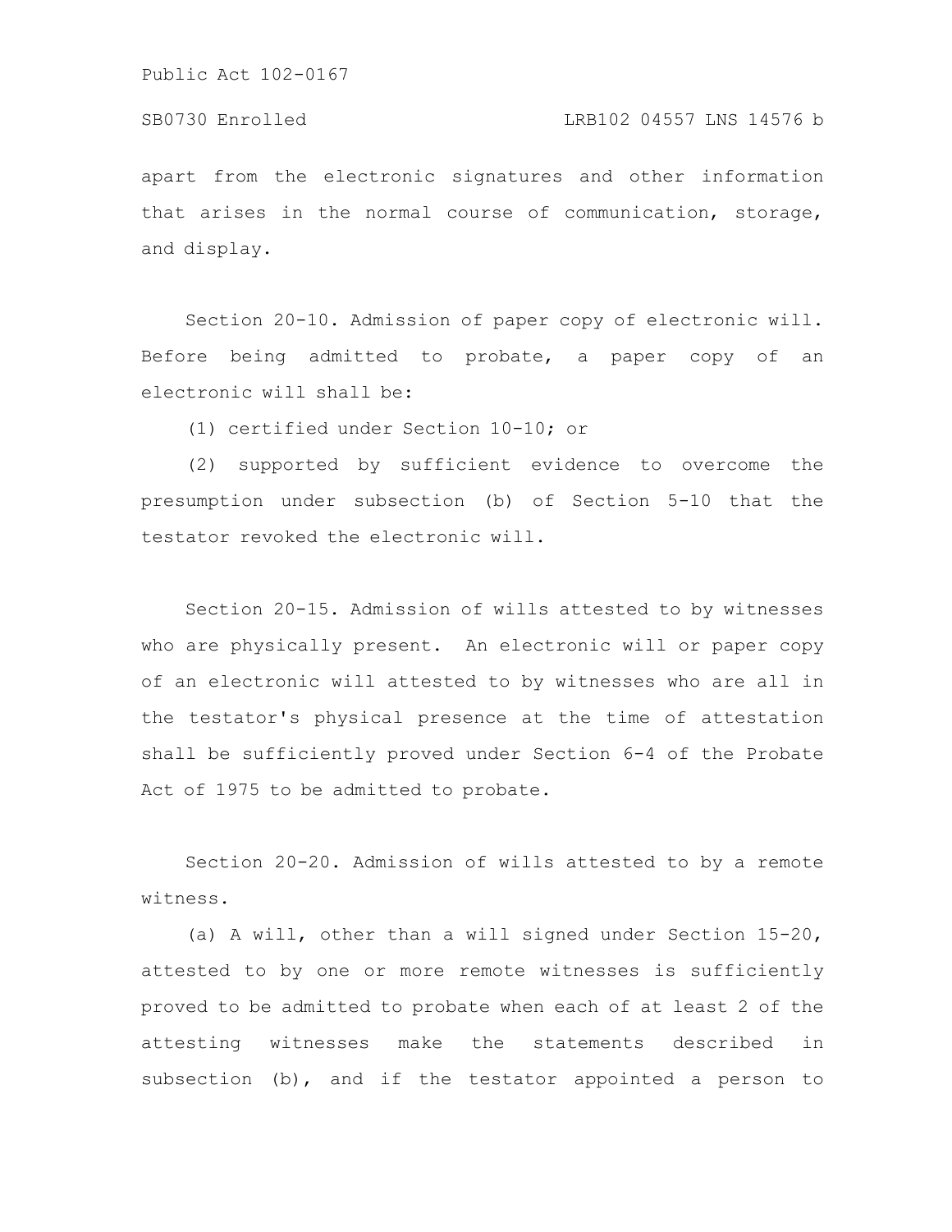apart from the electronic signatures and other information that arises in the normal course of communication, storage, and display.

Section 20-10. Admission of paper copy of electronic will. Before being admitted to probate, a paper copy of an electronic will shall be:

(1) certified under Section 10-10; or

(2) supported by sufficient evidence to overcome the presumption under subsection (b) of Section 5-10 that the testator revoked the electronic will.

Section 20-15. Admission of wills attested to by witnesses who are physically present. An electronic will or paper copy of an electronic will attested to by witnesses who are all in the testator's physical presence at the time of attestation shall be sufficiently proved under Section 6-4 of the Probate Act of 1975 to be admitted to probate.

Section 20-20. Admission of wills attested to by a remote witness.

(a) A will, other than a will signed under Section 15-20, attested to by one or more remote witnesses is sufficiently proved to be admitted to probate when each of at least 2 of the attesting witnesses make the statements described in subsection (b), and if the testator appointed a person to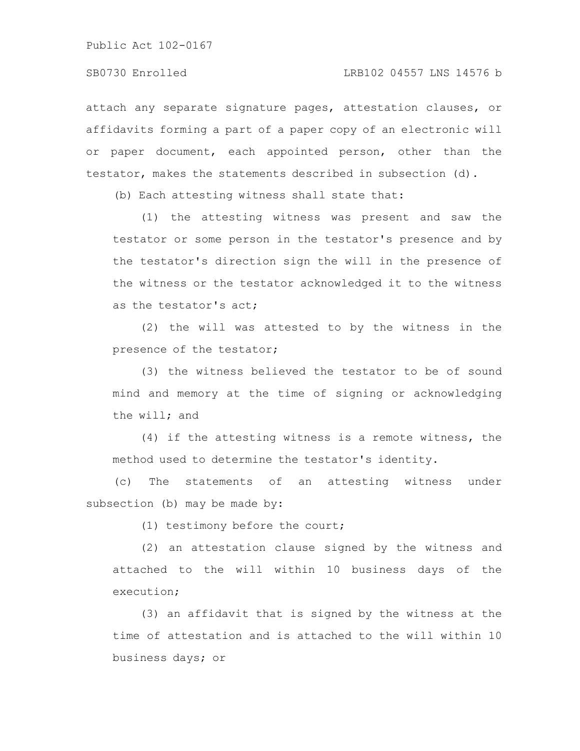attach any separate signature pages, attestation clauses, or affidavits forming a part of a paper copy of an electronic will or paper document, each appointed person, other than the testator, makes the statements described in subsection (d).

(b) Each attesting witness shall state that:

(1) the attesting witness was present and saw the testator or some person in the testator's presence and by the testator's direction sign the will in the presence of the witness or the testator acknowledged it to the witness as the testator's act;

(2) the will was attested to by the witness in the presence of the testator;

(3) the witness believed the testator to be of sound mind and memory at the time of signing or acknowledging the will; and

(4) if the attesting witness is a remote witness, the method used to determine the testator's identity.

(c) The statements of an attesting witness under subsection (b) may be made by:

(1) testimony before the court;

(2) an attestation clause signed by the witness and attached to the will within 10 business days of the execution;

(3) an affidavit that is signed by the witness at the time of attestation and is attached to the will within 10 business days; or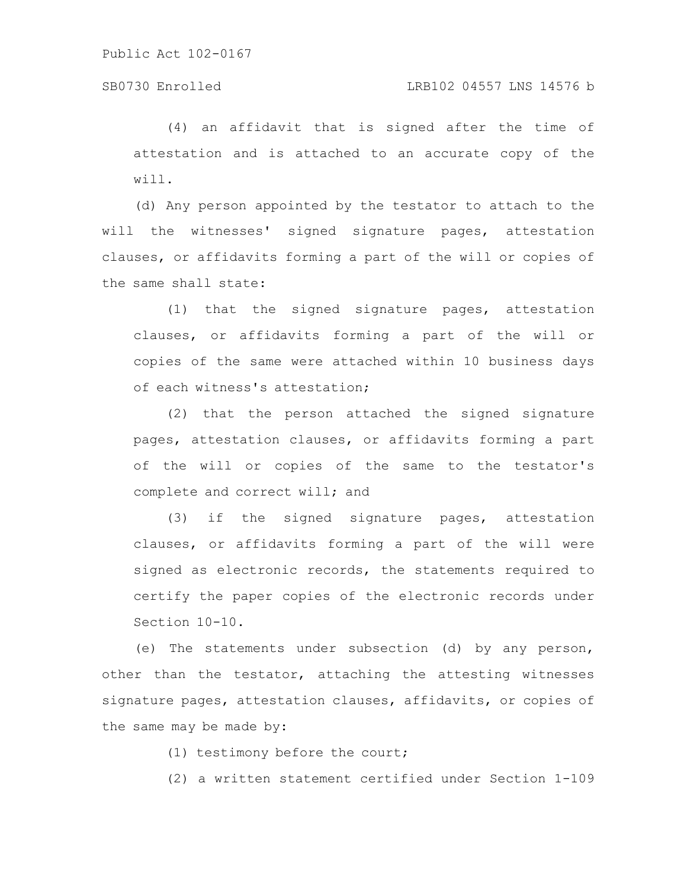(4) an affidavit that is signed after the time of attestation and is attached to an accurate copy of the will.

(d) Any person appointed by the testator to attach to the will the witnesses' signed signature pages, attestation clauses, or affidavits forming a part of the will or copies of the same shall state:

(1) that the signed signature pages, attestation clauses, or affidavits forming a part of the will or copies of the same were attached within 10 business days of each witness's attestation;

(2) that the person attached the signed signature pages, attestation clauses, or affidavits forming a part of the will or copies of the same to the testator's complete and correct will; and

(3) if the signed signature pages, attestation clauses, or affidavits forming a part of the will were signed as electronic records, the statements required to certify the paper copies of the electronic records under Section 10-10.

(e) The statements under subsection (d) by any person, other than the testator, attaching the attesting witnesses signature pages, attestation clauses, affidavits, or copies of the same may be made by:

(1) testimony before the court;

(2) a written statement certified under Section 1-109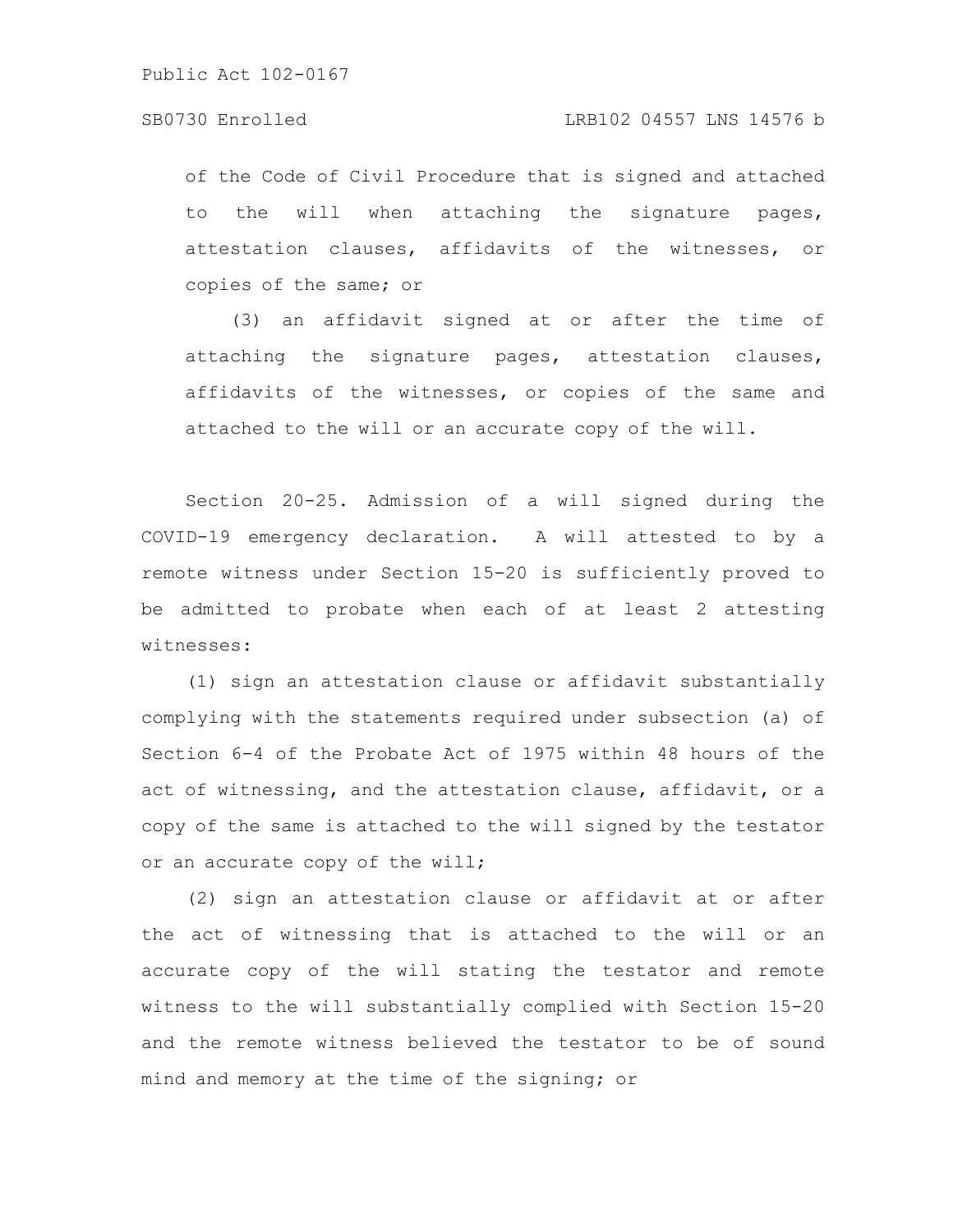of the Code of Civil Procedure that is signed and attached to the will when attaching the signature pages, attestation clauses, affidavits of the witnesses, or copies of the same; or

(3) an affidavit signed at or after the time of attaching the signature pages, attestation clauses, affidavits of the witnesses, or copies of the same and attached to the will or an accurate copy of the will.

Section 20-25. Admission of a will signed during the COVID-19 emergency declaration. A will attested to by a remote witness under Section 15-20 is sufficiently proved to be admitted to probate when each of at least 2 attesting witnesses:

(1) sign an attestation clause or affidavit substantially complying with the statements required under subsection (a) of Section 6-4 of the Probate Act of 1975 within 48 hours of the act of witnessing, and the attestation clause, affidavit, or a copy of the same is attached to the will signed by the testator or an accurate copy of the will;

(2) sign an attestation clause or affidavit at or after the act of witnessing that is attached to the will or an accurate copy of the will stating the testator and remote witness to the will substantially complied with Section 15-20 and the remote witness believed the testator to be of sound mind and memory at the time of the signing; or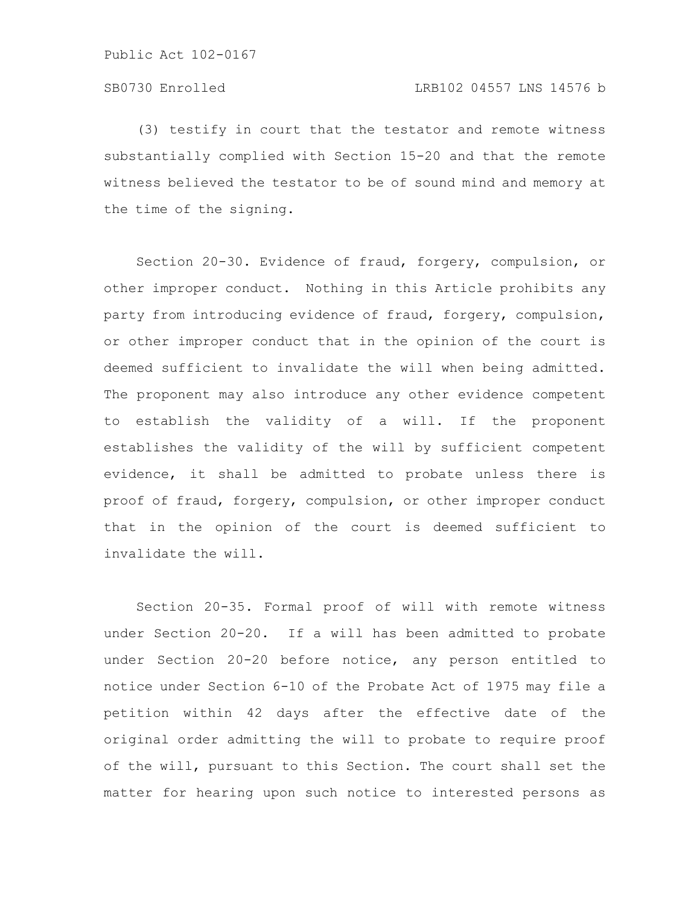(3) testify in court that the testator and remote witness substantially complied with Section 15-20 and that the remote witness believed the testator to be of sound mind and memory at the time of the signing.

Section 20-30. Evidence of fraud, forgery, compulsion, or other improper conduct. Nothing in this Article prohibits any party from introducing evidence of fraud, forgery, compulsion, or other improper conduct that in the opinion of the court is deemed sufficient to invalidate the will when being admitted. The proponent may also introduce any other evidence competent to establish the validity of a will. If the proponent establishes the validity of the will by sufficient competent evidence, it shall be admitted to probate unless there is proof of fraud, forgery, compulsion, or other improper conduct that in the opinion of the court is deemed sufficient to invalidate the will.

Section 20-35. Formal proof of will with remote witness under Section 20-20. If a will has been admitted to probate under Section 20-20 before notice, any person entitled to notice under Section 6-10 of the Probate Act of 1975 may file a petition within 42 days after the effective date of the original order admitting the will to probate to require proof of the will, pursuant to this Section. The court shall set the matter for hearing upon such notice to interested persons as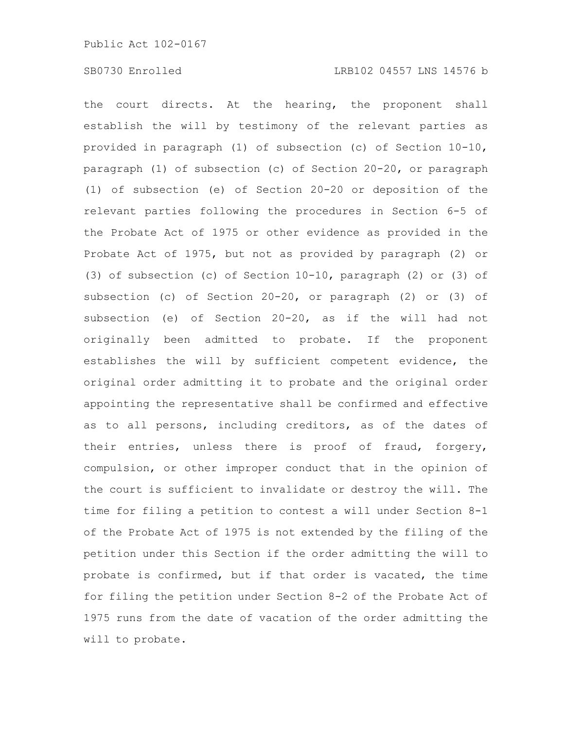the court directs. At the hearing, the proponent shall establish the will by testimony of the relevant parties as provided in paragraph (1) of subsection (c) of Section 10-10, paragraph (1) of subsection (c) of Section 20-20, or paragraph (1) of subsection (e) of Section 20-20 or deposition of the relevant parties following the procedures in Section 6-5 of the Probate Act of 1975 or other evidence as provided in the Probate Act of 1975, but not as provided by paragraph (2) or (3) of subsection (c) of Section 10-10, paragraph (2) or (3) of subsection (c) of Section 20-20, or paragraph (2) or (3) of subsection (e) of Section 20-20, as if the will had not originally been admitted to probate. If the proponent establishes the will by sufficient competent evidence, the original order admitting it to probate and the original order appointing the representative shall be confirmed and effective as to all persons, including creditors, as of the dates of their entries, unless there is proof of fraud, forgery, compulsion, or other improper conduct that in the opinion of the court is sufficient to invalidate or destroy the will. The time for filing a petition to contest a will under Section 8-1 of the Probate Act of 1975 is not extended by the filing of the petition under this Section if the order admitting the will to probate is confirmed, but if that order is vacated, the time for filing the petition under Section 8-2 of the Probate Act of 1975 runs from the date of vacation of the order admitting the will to probate.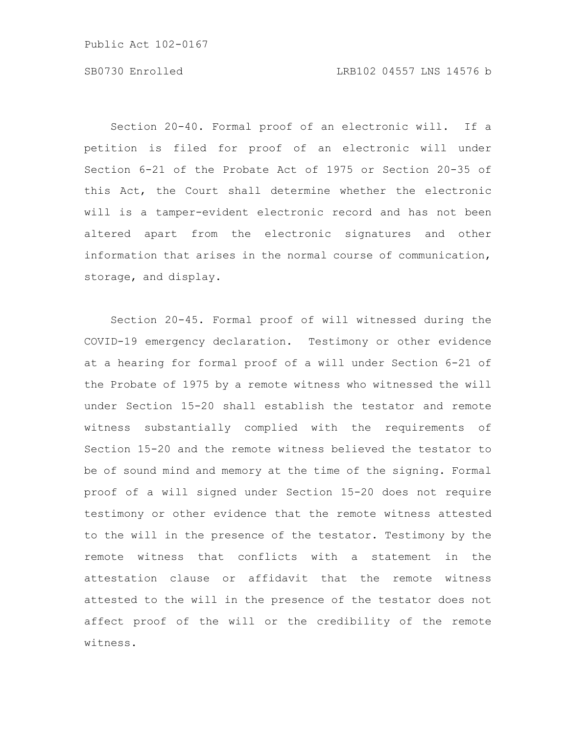Section 20-40. Formal proof of an electronic will. If a petition is filed for proof of an electronic will under Section 6-21 of the Probate Act of 1975 or Section 20-35 of this Act, the Court shall determine whether the electronic will is a tamper-evident electronic record and has not been altered apart from the electronic signatures and other information that arises in the normal course of communication, storage, and display.

Section 20-45. Formal proof of will witnessed during the COVID-19 emergency declaration. Testimony or other evidence at a hearing for formal proof of a will under Section 6-21 of the Probate of 1975 by a remote witness who witnessed the will under Section 15-20 shall establish the testator and remote witness substantially complied with the requirements of Section 15-20 and the remote witness believed the testator to be of sound mind and memory at the time of the signing. Formal proof of a will signed under Section 15-20 does not require testimony or other evidence that the remote witness attested to the will in the presence of the testator. Testimony by the remote witness that conflicts with a statement in the attestation clause or affidavit that the remote witness attested to the will in the presence of the testator does not affect proof of the will or the credibility of the remote witness.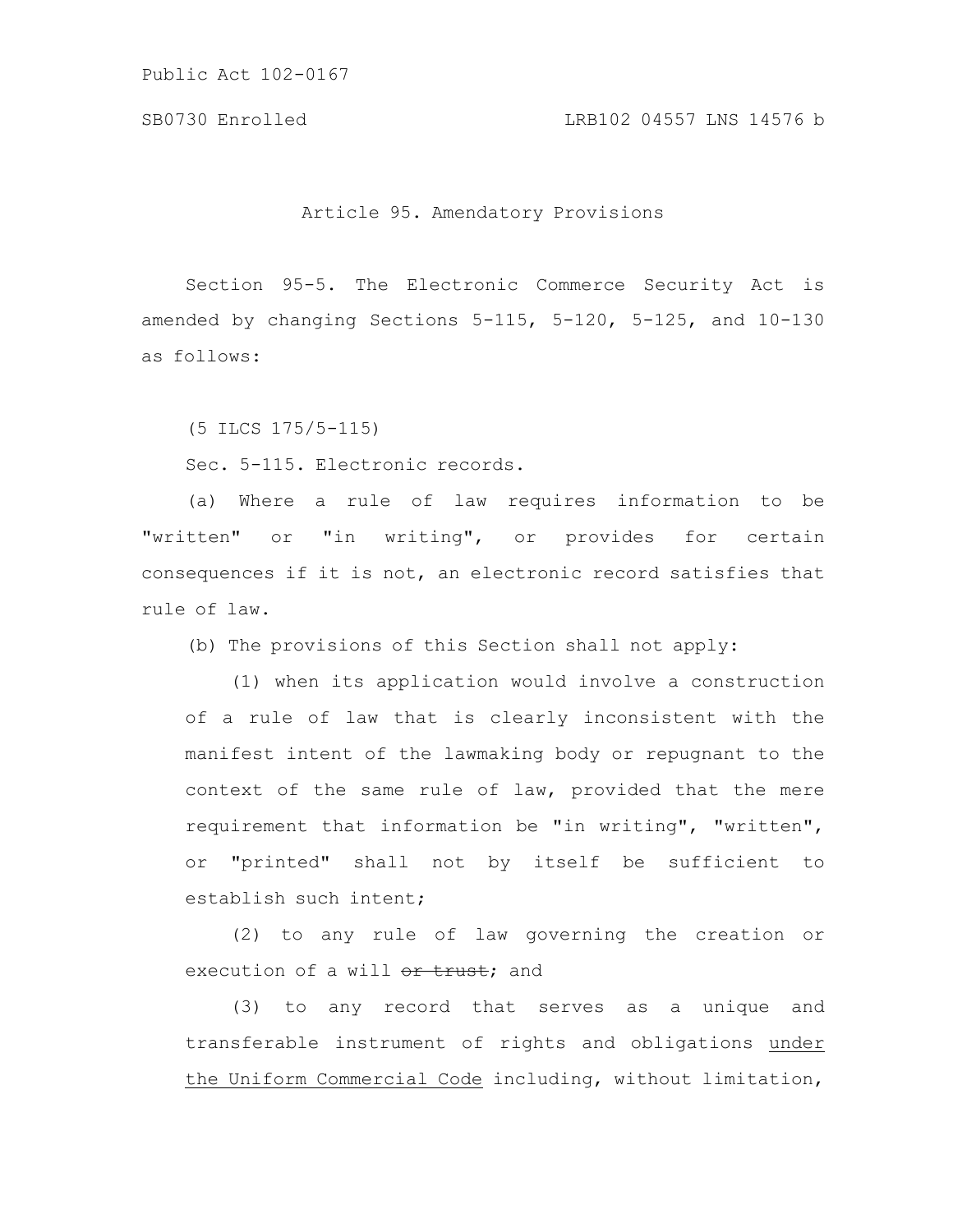Article 95. Amendatory Provisions

Section 95-5. The Electronic Commerce Security Act is amended by changing Sections 5-115, 5-120, 5-125, and 10-130 as follows:

(5 ILCS 175/5-115)

Sec. 5-115. Electronic records.

(a) Where a rule of law requires information to be "written" or "in writing", or provides for certain consequences if it is not, an electronic record satisfies that rule of law.

(b) The provisions of this Section shall not apply:

(1) when its application would involve a construction of a rule of law that is clearly inconsistent with the manifest intent of the lawmaking body or repugnant to the context of the same rule of law, provided that the mere requirement that information be "in writing", "written", or "printed" shall not by itself be sufficient to establish such intent;

(2) to any rule of law governing the creation or execution of a will ~~or trust~~; and

(3) to any record that serves as a unique and transferable instrument of rights and obligations <u>under the Uniform Commercial Code</u> including, without limitation,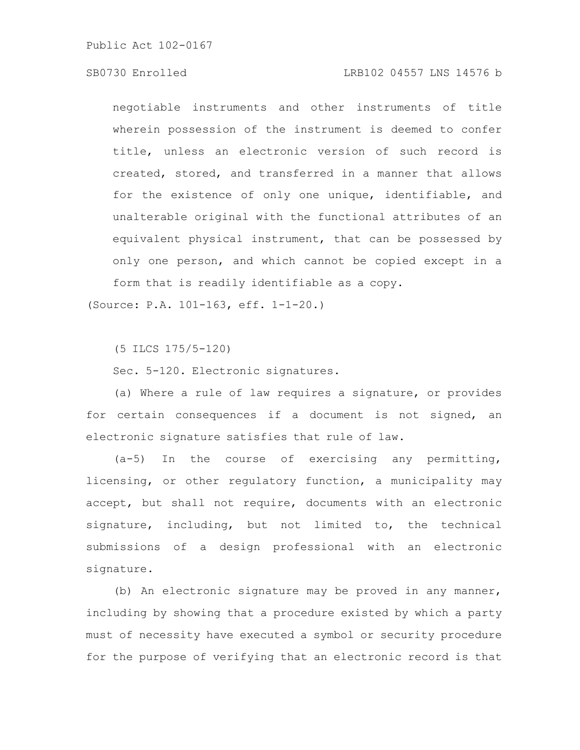negotiable instruments and other instruments of title wherein possession of the instrument is deemed to confer title, unless an electronic version of such record is created, stored, and transferred in a manner that allows for the existence of only one unique, identifiable, and unalterable original with the functional attributes of an equivalent physical instrument, that can be possessed by only one person, and which cannot be copied except in a form that is readily identifiable as a copy.

(Source: P.A. 101-163, eff. 1-1-20.)

(5 ILCS 175/5-120)

Sec. 5-120. Electronic signatures.

(a) Where a rule of law requires a signature, or provides for certain consequences if a document is not signed, an electronic signature satisfies that rule of law.

(a-5) In the course of exercising any permitting, licensing, or other regulatory function, a municipality may accept, but shall not require, documents with an electronic signature, including, but not limited to, the technical submissions of a design professional with an electronic signature.

(b) An electronic signature may be proved in any manner, including by showing that a procedure existed by which a party must of necessity have executed a symbol or security procedure for the purpose of verifying that an electronic record is that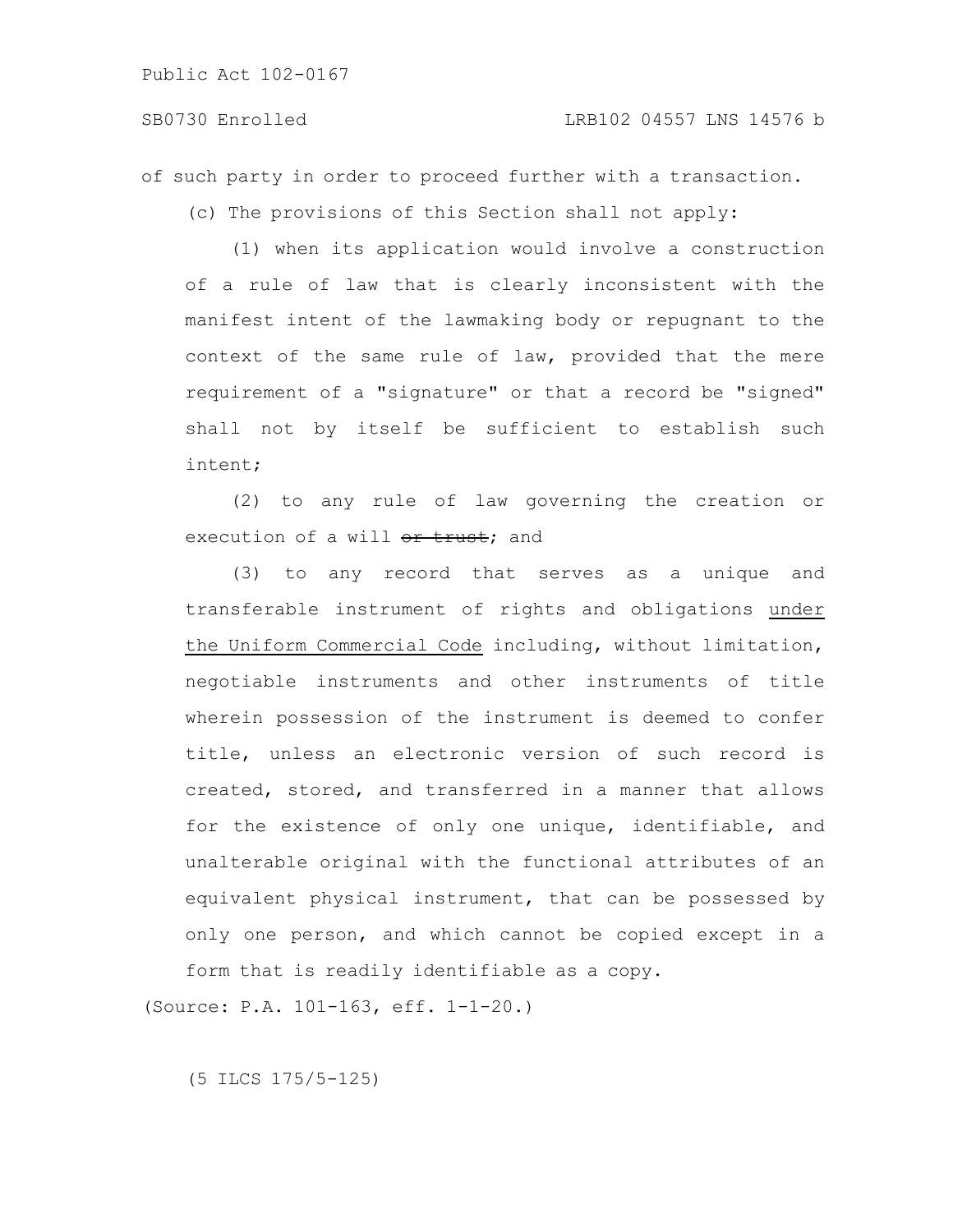of such party in order to proceed further with a transaction.

(c) The provisions of this Section shall not apply:

(1) when its application would involve a construction of a rule of law that is clearly inconsistent with the manifest intent of the lawmaking body or repugnant to the context of the same rule of law, provided that the mere requirement of a "signature" or that a record be "signed" shall not by itself be sufficient to establish such intent;

(2) to any rule of law governing the creation or execution of a will ~~or trust~~; and

(3) to any record that serves as a unique and transferable instrument of rights and obligations under the Uniform Commercial Code including, without limitation, negotiable instruments and other instruments of title wherein possession of the instrument is deemed to confer title, unless an electronic version of such record is created, stored, and transferred in a manner that allows for the existence of only one unique, identifiable, and unalterable original with the functional attributes of an equivalent physical instrument, that can be possessed by only one person, and which cannot be copied except in a form that is readily identifiable as a copy.

(Source: P.A. 101-163, eff. 1-1-20.)

(5 ILCS 175/5-125)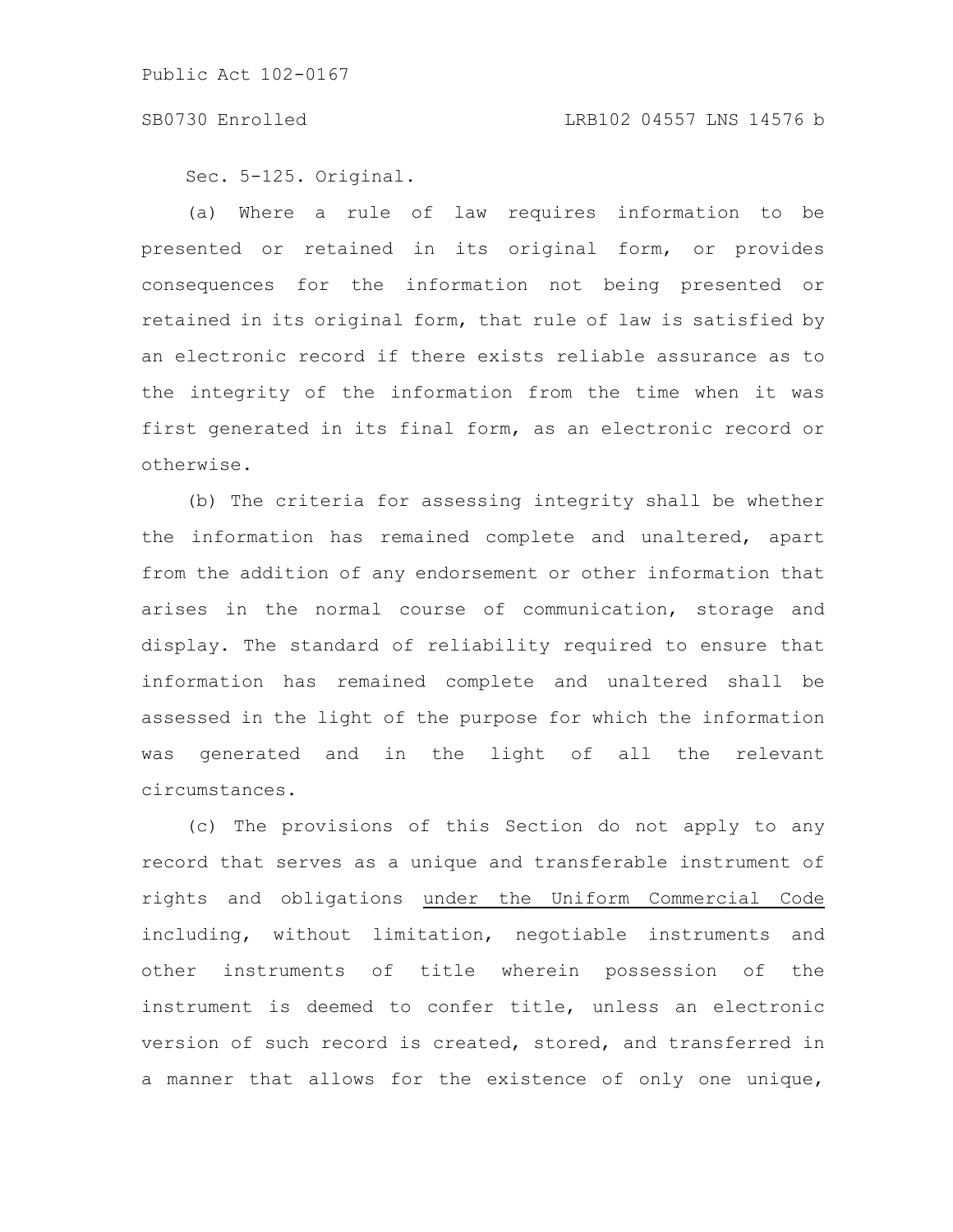Sec. 5-125. Original.

(a) Where a rule of law requires information to be presented or retained in its original form, or provides consequences for the information not being presented or retained in its original form, that rule of law is satisfied by an electronic record if there exists reliable assurance as to the integrity of the information from the time when it was first generated in its final form, as an electronic record or otherwise.

(b) The criteria for assessing integrity shall be whether the information has remained complete and unaltered, apart from the addition of any endorsement or other information that arises in the normal course of communication, storage and display. The standard of reliability required to ensure that information has remained complete and unaltered shall be assessed in the light of the purpose for which the information was generated and in the light of all the relevant circumstances.

(c) The provisions of this Section do not apply to any record that serves as a unique and transferable instrument of rights and obligations <u>under the Uniform Commercial Code</u> including, without limitation, negotiable instruments and other instruments of title wherein possession of the instrument is deemed to confer title, unless an electronic version of such record is created, stored, and transferred in a manner that allows for the existence of only one unique,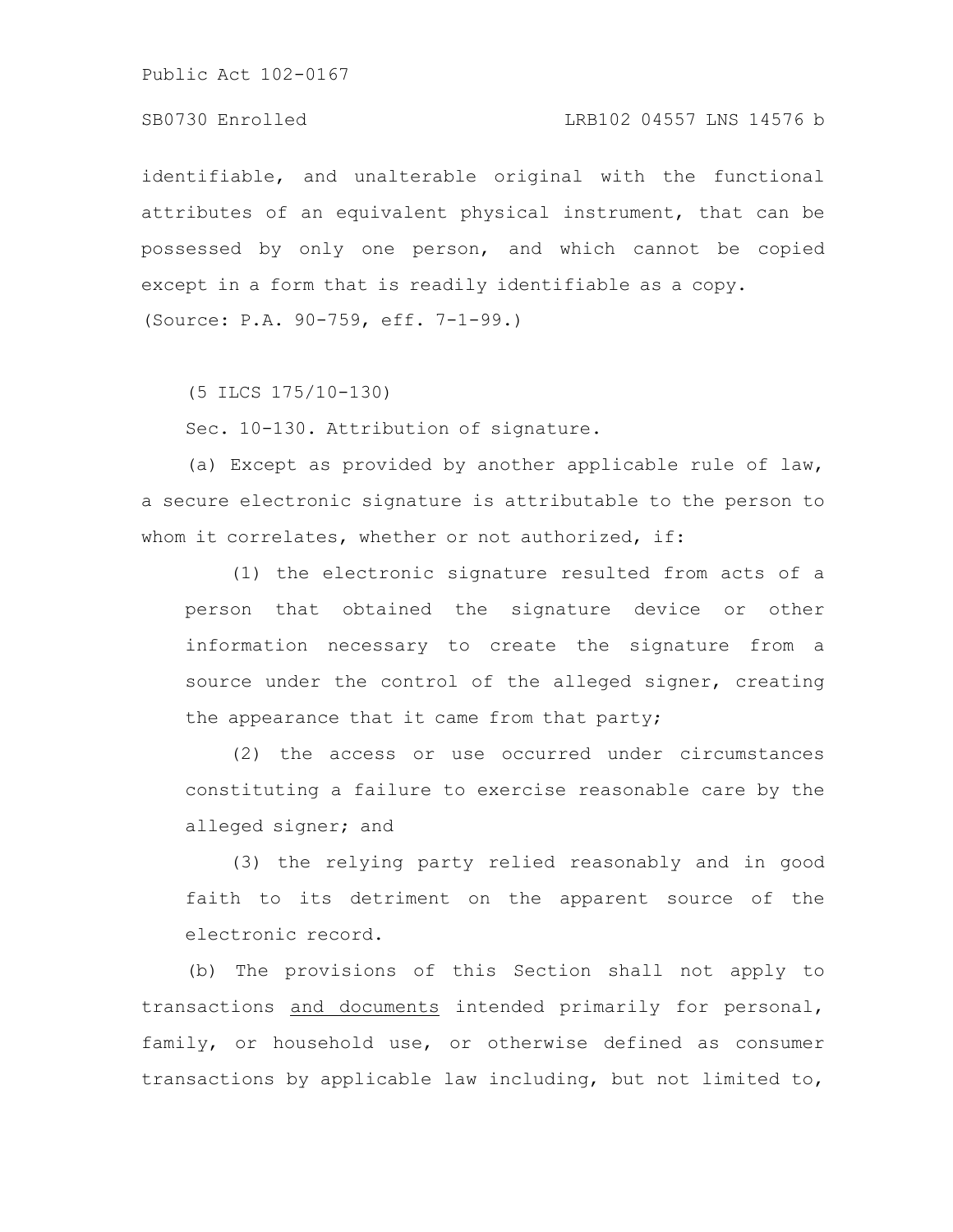identifiable, and unalterable original with the functional attributes of an equivalent physical instrument, that can be possessed by only one person, and which cannot be copied except in a form that is readily identifiable as a copy.

(Source: P.A. 90-759, eff. 7-1-99.)

(5 ILCS 175/10-130)

Sec. 10-130. Attribution of signature.

(a) Except as provided by another applicable rule of law, a secure electronic signature is attributable to the person to whom it correlates, whether or not authorized, if:

(1) the electronic signature resulted from acts of a person that obtained the signature device or other information necessary to create the signature from a source under the control of the alleged signer, creating the appearance that it came from that party;

(2) the access or use occurred under circumstances constituting a failure to exercise reasonable care by the alleged signer; and

(3) the relying party relied reasonably and in good faith to its detriment on the apparent source of the electronic record.

(b) The provisions of this Section shall not apply to transactions <u>and documents</u> intended primarily for personal, family, or household use, or otherwise defined as consumer transactions by applicable law including, but not limited to,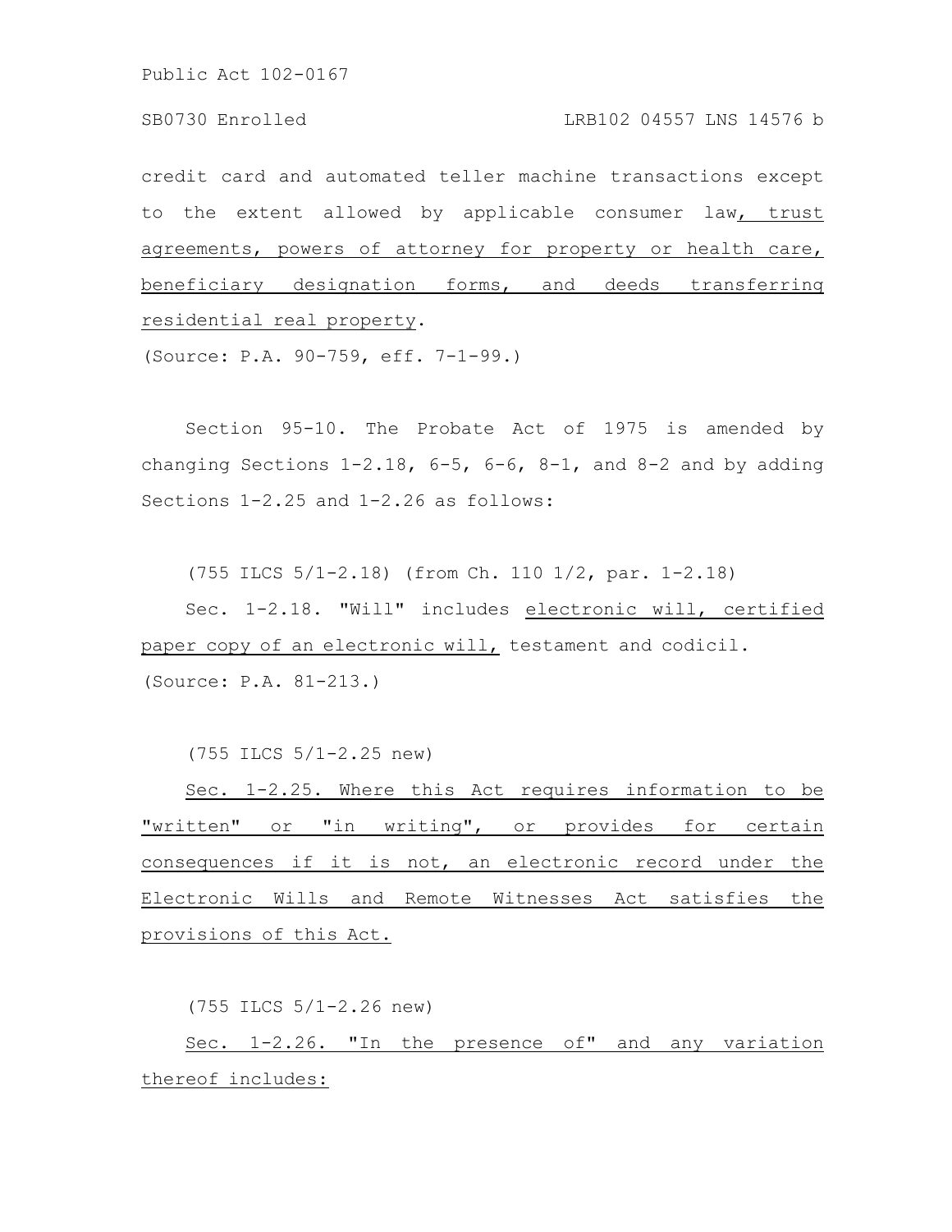credit card and automated teller machine transactions except to the extent allowed by applicable consumer law, trust agreements, powers of attorney for property or health care, beneficiary designation forms, and deeds transferring residential real property.

(Source: P.A. 90-759, eff. 7-1-99.)

Section 95-10. The Probate Act of 1975 is amended by changing Sections 1-2.18, 6-5, 6-6, 8-1, and 8-2 and by adding Sections 1-2.25 and 1-2.26 as follows:

(755 ILCS 5/1-2.18) (from Ch. 110 1/2, par. 1-2.18)

Sec. 1-2.18. "Will" includes electronic will, certified paper copy of an electronic will, testament and codicil.

(Source: P.A. 81-213.)

(755 ILCS 5/1-2.25 new)

Sec. 1-2.25. Where this Act requires information to be "written" or "in writing", or provides for certain consequences if it is not, an electronic record under the Electronic Wills and Remote Witnesses Act satisfies the provisions of this Act.

(755 ILCS 5/1-2.26 new)

Sec. 1-2.26. "In the presence of" and any variation thereof includes: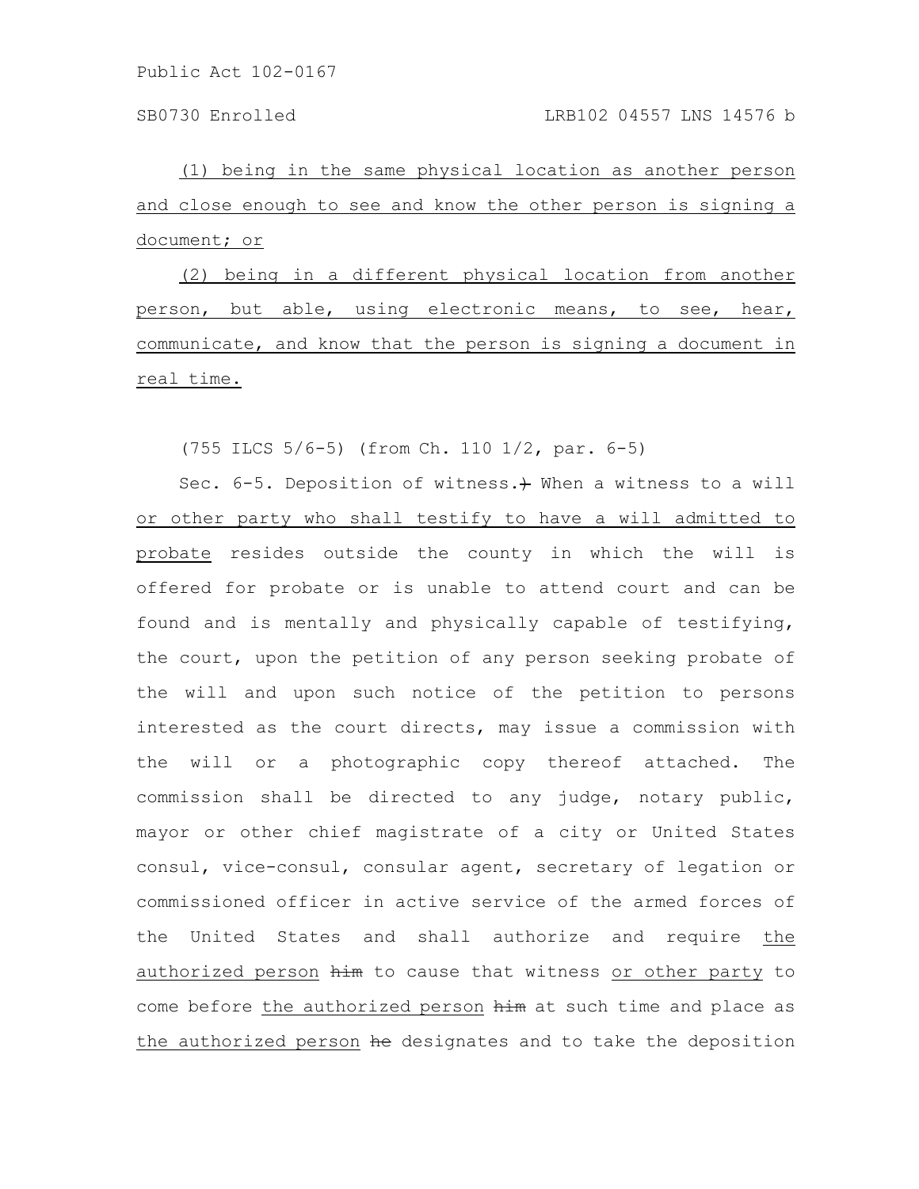(1) being in the same physical location as another person and close enough to see and know the other person is signing a document; or

(2) being in a different physical location from another person, but able, using electronic means, to see, hear, communicate, and know that the person is signing a document in real time.

(755 ILCS 5/6-5) (from Ch. 110 1/2, par. 6-5)

Sec. 6-5. Deposition of witness.) When a witness to a will or other party who shall testify to have a will admitted to probate resides outside the county in which the will is offered for probate or is unable to attend court and can be found and is mentally and physically capable of testifying, the court, upon the petition of any person seeking probate of the will and upon such notice of the petition to persons interested as the court directs, may issue a commission with the will or a photographic copy thereof attached. The commission shall be directed to any judge, notary public, mayor or other chief magistrate of a city or United States consul, vice-consul, consular agent, secretary of legation or commissioned officer in active service of the armed forces of the United States and shall authorize and require the authorized person ~~him~~ to cause that witness or other party to come before the authorized person ~~him~~ at such time and place as the authorized person ~~he~~ designates and to take the deposition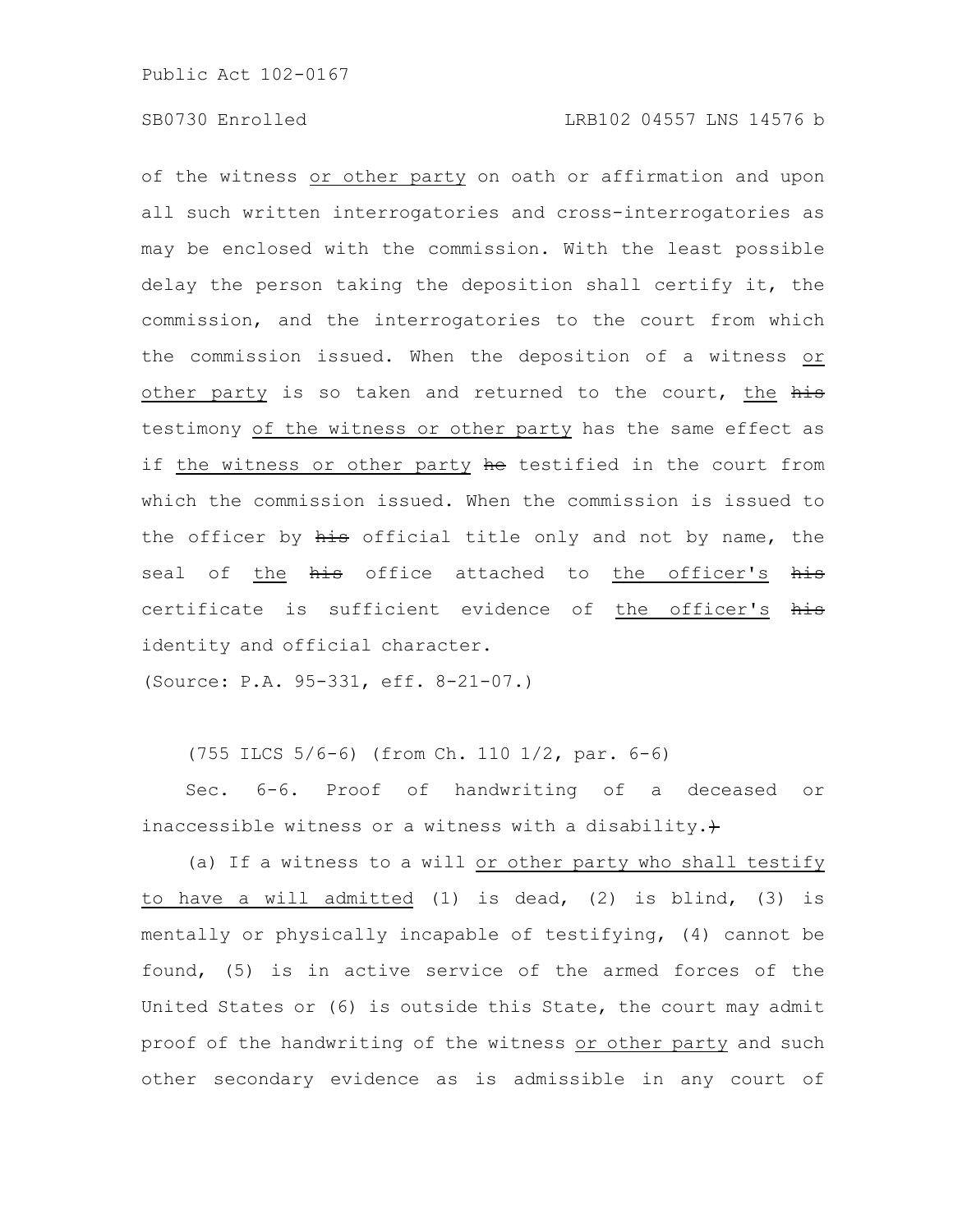of the witness or other party on oath or affirmation and upon all such written interrogatories and cross-interrogatories as may be enclosed with the commission. With the least possible delay the person taking the deposition shall certify it, the commission, and the interrogatories to the court from which the commission issued. When the deposition of a witness or other party is so taken and returned to the court, the ~~his~~ testimony of the witness or other party has the same effect as if the witness or other party ~~he~~ testified in the court from which the commission issued. When the commission is issued to the officer by ~~his~~ official title only and not by name, the seal of the ~~his~~ office attached to the officer's ~~his~~ certificate is sufficient evidence of the officer's ~~his~~ identity and official character.

(Source: P.A. 95-331, eff. 8-21-07.)

(755 ILCS 5/6-6) (from Ch. 110 1/2, par. 6-6)

Sec. 6-6. Proof of handwriting of a deceased or inaccessible witness or a witness with a disability.~~)~~

(a) If a witness to a will or other party who shall testify to have a will admitted (1) is dead, (2) is blind, (3) is mentally or physically incapable of testifying, (4) cannot be found, (5) is in active service of the armed forces of the United States or (6) is outside this State, the court may admit proof of the handwriting of the witness or other party and such other secondary evidence as is admissible in any court of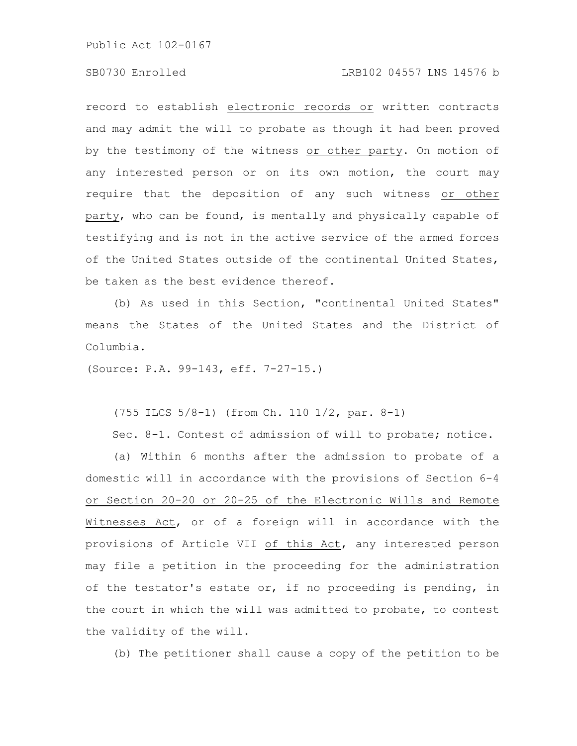record to establish <u>electronic records or</u> written contracts and may admit the will to probate as though it had been proved by the testimony of the witness <u>or other party</u>. On motion of any interested person or on its own motion, the court may require that the deposition of any such witness <u>or other party</u>, who can be found, is mentally and physically capable of testifying and is not in the active service of the armed forces of the United States outside of the continental United States, be taken as the best evidence thereof.

(b) As used in this Section, "continental United States" means the States of the United States and the District of Columbia.

(Source: P.A. 99-143, eff. 7-27-15.)

(755 ILCS 5/8-1) (from Ch. 110 1/2, par. 8-1)

Sec. 8-1. Contest of admission of will to probate; notice.

(a) Within 6 months after the admission to probate of a domestic will in accordance with the provisions of Section 6-4 <u>or Section 20-20 or 20-25 of the Electronic Wills and Remote Witnesses Act</u>, or of a foreign will in accordance with the provisions of Article VII <u>of this Act</u>, any interested person may file a petition in the proceeding for the administration of the testator's estate or, if no proceeding is pending, in the court in which the will was admitted to probate, to contest the validity of the will.

(b) The petitioner shall cause a copy of the petition to be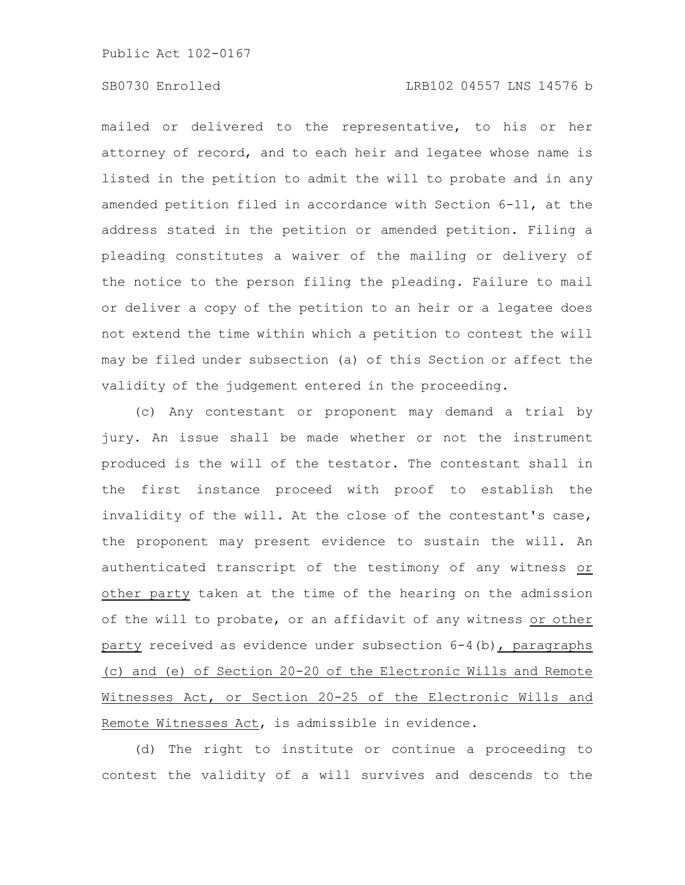mailed or delivered to the representative, to his or her attorney of record, and to each heir and legatee whose name is listed in the petition to admit the will to probate and in any amended petition filed in accordance with Section 6-11, at the address stated in the petition or amended petition. Filing a pleading constitutes a waiver of the mailing or delivery of the notice to the person filing the pleading. Failure to mail or deliver a copy of the petition to an heir or a legatee does not extend the time within which a petition to contest the will may be filed under subsection (a) of this Section or affect the validity of the judgement entered in the proceeding.

(c) Any contestant or proponent may demand a trial by jury. An issue shall be made whether or not the instrument produced is the will of the testator. The contestant shall in the first instance proceed with proof to establish the invalidity of the will. At the close of the contestant's case, the proponent may present evidence to sustain the will. An authenticated transcript of the testimony of any witness or other party taken at the time of the hearing on the admission of the will to probate, or an affidavit of any witness or other party received as evidence under subsection 6-4(b), paragraphs (c) and (e) of Section 20-20 of the Electronic Wills and Remote Witnesses Act, or Section 20-25 of the Electronic Wills and Remote Witnesses Act, is admissible in evidence.

(d) The right to institute or continue a proceeding to contest the validity of a will survives and descends to the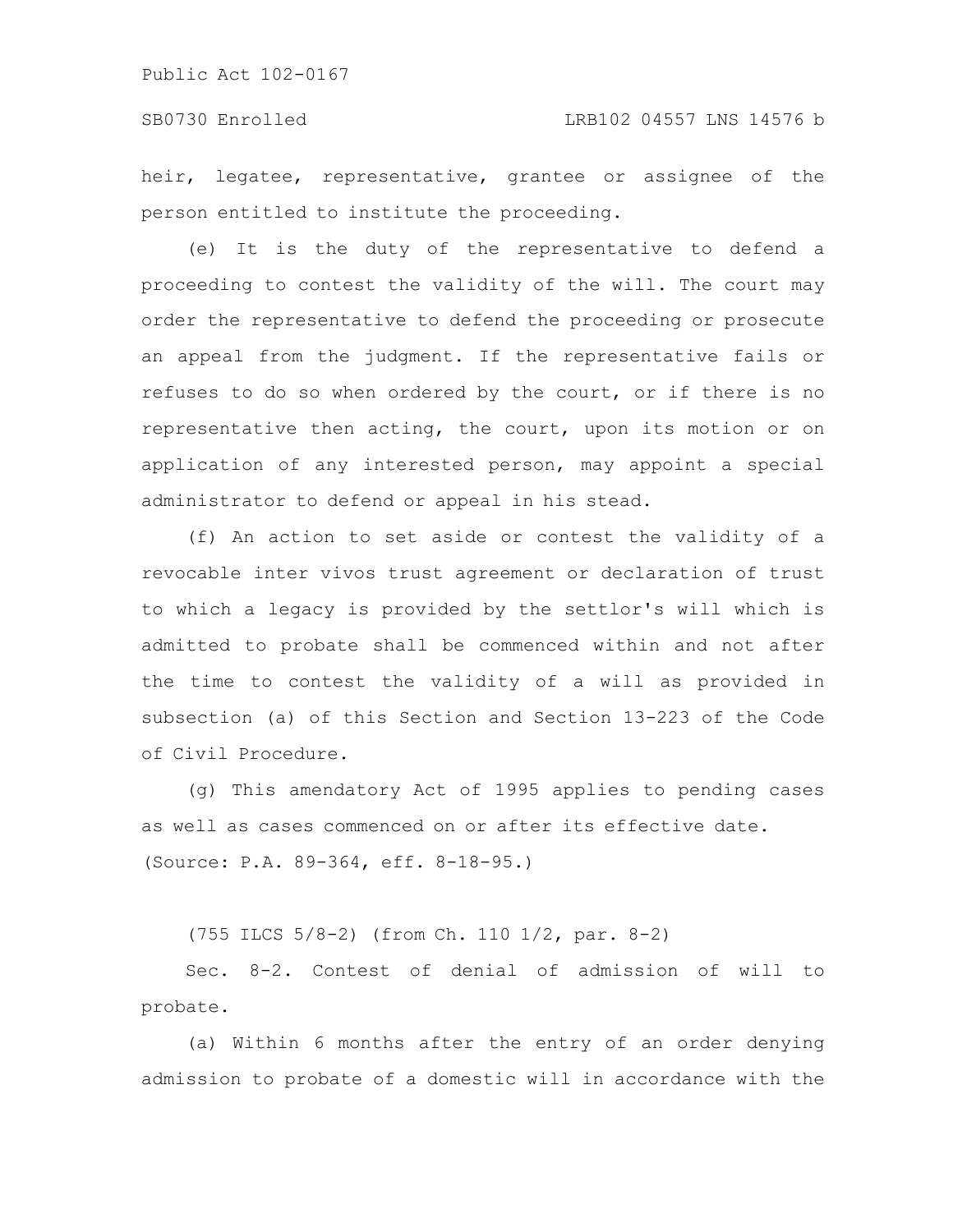heir, legatee, representative, grantee or assignee of the person entitled to institute the proceeding.

(e) It is the duty of the representative to defend a proceeding to contest the validity of the will. The court may order the representative to defend the proceeding or prosecute an appeal from the judgment. If the representative fails or refuses to do so when ordered by the court, or if there is no representative then acting, the court, upon its motion or on application of any interested person, may appoint a special administrator to defend or appeal in his stead.

(f) An action to set aside or contest the validity of a revocable inter vivos trust agreement or declaration of trust to which a legacy is provided by the settlor's will which is admitted to probate shall be commenced within and not after the time to contest the validity of a will as provided in subsection (a) of this Section and Section 13-223 of the Code of Civil Procedure.

(g) This amendatory Act of 1995 applies to pending cases as well as cases commenced on or after its effective date.
(Source: P.A. 89-364, eff. 8-18-95.)

(755 ILCS 5/8-2) (from Ch. 110 1/2, par. 8-2)

Sec. 8-2. Contest of denial of admission of will to probate.

(a) Within 6 months after the entry of an order denying admission to probate of a domestic will in accordance with the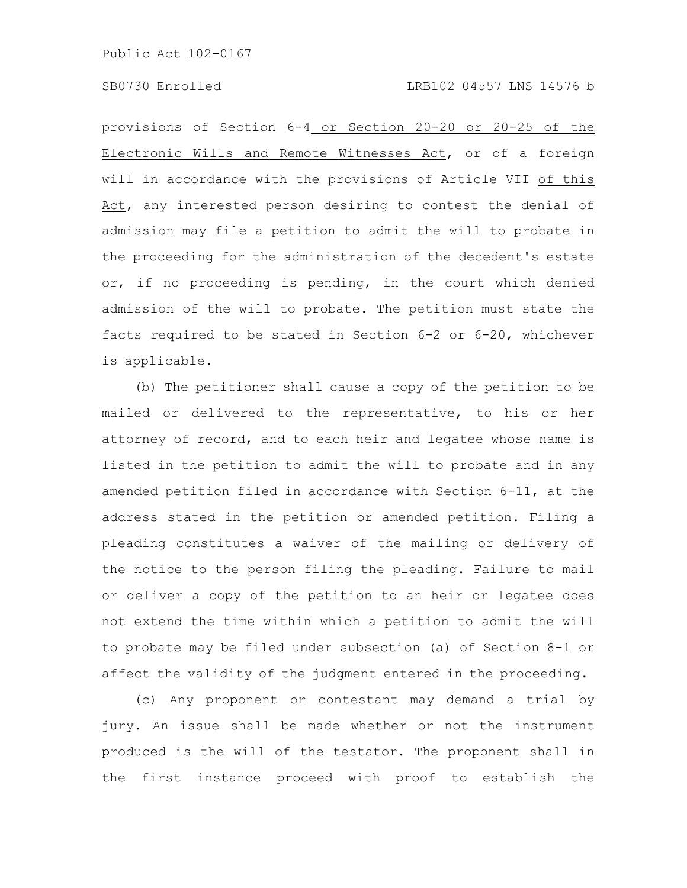provisions of Section 6-4 or Section 20-20 or 20-25 of the Electronic Wills and Remote Witnesses Act, or of a foreign will in accordance with the provisions of Article VII of this Act, any interested person desiring to contest the denial of admission may file a petition to admit the will to probate in the proceeding for the administration of the decedent's estate or, if no proceeding is pending, in the court which denied admission of the will to probate. The petition must state the facts required to be stated in Section 6-2 or 6-20, whichever is applicable.

(b) The petitioner shall cause a copy of the petition to be mailed or delivered to the representative, to his or her attorney of record, and to each heir and legatee whose name is listed in the petition to admit the will to probate and in any amended petition filed in accordance with Section 6-11, at the address stated in the petition or amended petition. Filing a pleading constitutes a waiver of the mailing or delivery of the notice to the person filing the pleading. Failure to mail or deliver a copy of the petition to an heir or legatee does not extend the time within which a petition to admit the will to probate may be filed under subsection (a) of Section 8-1 or affect the validity of the judgment entered in the proceeding.

(c) Any proponent or contestant may demand a trial by jury. An issue shall be made whether or not the instrument produced is the will of the testator. The proponent shall in the first instance proceed with proof to establish the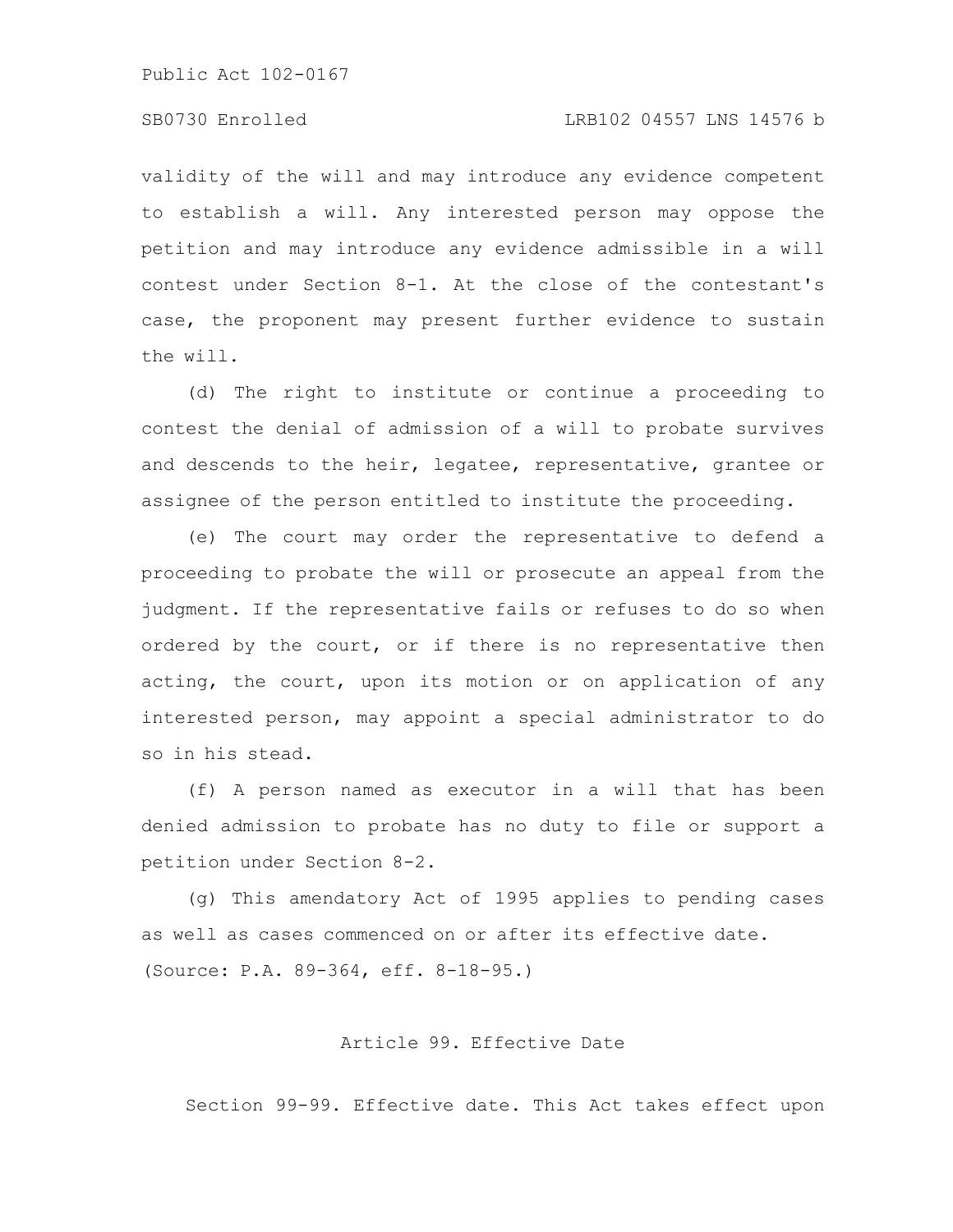validity of the will and may introduce any evidence competent to establish a will. Any interested person may oppose the petition and may introduce any evidence admissible in a will contest under Section 8-1. At the close of the contestant's case, the proponent may present further evidence to sustain the will.

(d) The right to institute or continue a proceeding to contest the denial of admission of a will to probate survives and descends to the heir, legatee, representative, grantee or assignee of the person entitled to institute the proceeding.

(e) The court may order the representative to defend a proceeding to probate the will or prosecute an appeal from the judgment. If the representative fails or refuses to do so when ordered by the court, or if there is no representative then acting, the court, upon its motion or on application of any interested person, may appoint a special administrator to do so in his stead.

(f) A person named as executor in a will that has been denied admission to probate has no duty to file or support a petition under Section 8-2.

(g) This amendatory Act of 1995 applies to pending cases as well as cases commenced on or after its effective date.

(Source: P.A. 89-364, eff. 8-18-95.)

Article 99. Effective Date

Section 99-99. Effective date. This Act takes effect upon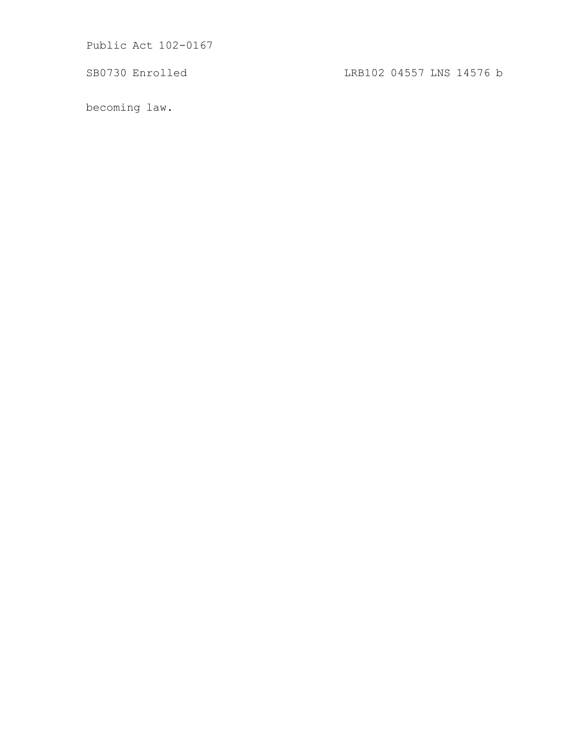becoming law.